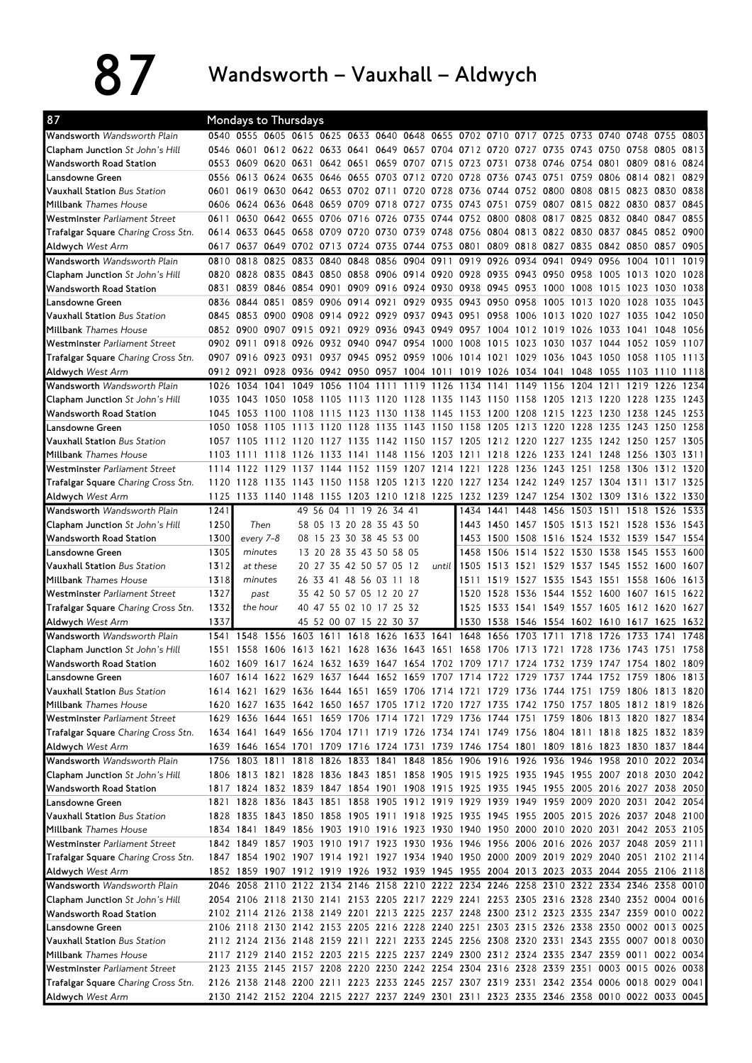# 87 Wandsworth – Vauxhall – Aldwych

**Mondays to Thursdays**

| 87 | | | | | | | | | | | | | | | | | | |
|---|---|---|---|---|---|---|---|---|---|---|---|---|---|---|---|---|---|---|
| **Wandsworth** *Wandsworth Plain* | 0540 | 0555 | 0605 | 0615 | 0625 | 0633 | 0640 | 0648 | 0655 | 0702 | 0710 | 0717 | 0725 | 0733 | 0740 | 0748 | 0755 | 0803 |
| **Clapham Junction** *St John's Hill* | 0546 | 0601 | 0612 | 0622 | 0633 | 0641 | 0649 | 0657 | 0704 | 0712 | 0720 | 0727 | 0735 | 0743 | 0750 | 0758 | 0805 | 0813 |
| **Wandsworth Road Station** | 0553 | 0609 | 0620 | 0631 | 0642 | 0651 | 0659 | 0707 | 0715 | 0723 | 0731 | 0738 | 0746 | 0754 | 0801 | 0809 | 0816 | 0824 |
| **Lansdowne Green** | 0556 | 0613 | 0624 | 0635 | 0646 | 0655 | 0703 | 0712 | 0720 | 0728 | 0736 | 0743 | 0751 | 0759 | 0806 | 0814 | 0821 | 0829 |
| **Vauxhall Station** *Bus Station* | 0601 | 0619 | 0630 | 0642 | 0653 | 0702 | 0711 | 0720 | 0728 | 0736 | 0744 | 0752 | 0800 | 0808 | 0815 | 0823 | 0830 | 0838 |
| **Millbank** *Thames House* | 0606 | 0624 | 0636 | 0648 | 0659 | 0709 | 0718 | 0727 | 0735 | 0743 | 0751 | 0759 | 0807 | 0815 | 0822 | 0830 | 0837 | 0845 |
| **Westminster** *Parliament Street* | 0611 | 0630 | 0642 | 0655 | 0706 | 0716 | 0726 | 0735 | 0744 | 0752 | 0800 | 0808 | 0817 | 0825 | 0832 | 0840 | 0847 | 0855 |
| **Trafalgar Square** *Charing Cross Stn.* | 0614 | 0633 | 0645 | 0658 | 0709 | 0720 | 0730 | 0739 | 0748 | 0756 | 0804 | 0813 | 0822 | 0830 | 0837 | 0845 | 0852 | 0900 |
| **Aldwych** *West Arm* | 0617 | 0637 | 0649 | 0702 | 0713 | 0724 | 0735 | 0744 | 0753 | 0801 | 0809 | 0818 | 0827 | 0835 | 0842 | 0850 | 0857 | 0905 |
| **Wandsworth** *Wandsworth Plain* | 0810 | 0818 | 0825 | 0833 | 0840 | 0848 | 0856 | 0904 | 0911 | 0919 | 0926 | 0934 | 0941 | 0949 | 0956 | 1004 | 1011 | 1019 |
| **Clapham Junction** *St John's Hill* | 0820 | 0828 | 0835 | 0843 | 0850 | 0858 | 0906 | 0914 | 0920 | 0928 | 0935 | 0943 | 0950 | 0958 | 1005 | 1013 | 1020 | 1028 |
| **Wandsworth Road Station** | 0831 | 0839 | 0846 | 0854 | 0901 | 0909 | 0916 | 0924 | 0930 | 0938 | 0945 | 0953 | 1000 | 1008 | 1015 | 1023 | 1030 | 1038 |
| **Lansdowne Green** | 0836 | 0844 | 0851 | 0859 | 0906 | 0914 | 0921 | 0929 | 0935 | 0943 | 0950 | 0958 | 1005 | 1013 | 1020 | 1028 | 1035 | 1043 |
| **Vauxhall Station** *Bus Station* | 0845 | 0853 | 0900 | 0908 | 0914 | 0922 | 0929 | 0937 | 0943 | 0951 | 0958 | 1006 | 1013 | 1020 | 1027 | 1035 | 1042 | 1050 |
| **Millbank** *Thames House* | 0852 | 0900 | 0907 | 0915 | 0921 | 0929 | 0936 | 0943 | 0949 | 0957 | 1004 | 1012 | 1019 | 1026 | 1033 | 1041 | 1048 | 1056 |
| **Westminster** *Parliament Street* | 0902 | 0911 | 0918 | 0926 | 0932 | 0940 | 0947 | 0954 | 1000 | 1008 | 1015 | 1023 | 1030 | 1037 | 1044 | 1052 | 1059 | 1107 |
| **Trafalgar Square** *Charing Cross Stn.* | 0907 | 0916 | 0923 | 0931 | 0937 | 0945 | 0952 | 0959 | 1006 | 1014 | 1021 | 1029 | 1036 | 1043 | 1050 | 1058 | 1105 | 1113 |
| **Aldwych** *West Arm* | 0912 | 0921 | 0928 | 0936 | 0942 | 0950 | 0957 | 1004 | 1011 | 1019 | 1026 | 1034 | 1041 | 1048 | 1055 | 1103 | 1110 | 1118 |
| **Wandsworth** *Wandsworth Plain* | 1026 | 1034 | 1041 | 1049 | 1056 | 1104 | 1111 | 1119 | 1126 | 1134 | 1141 | 1149 | 1156 | 1204 | 1211 | 1219 | 1226 | 1234 |
| **Clapham Junction** *St John's Hill* | 1035 | 1043 | 1050 | 1058 | 1105 | 1113 | 1120 | 1128 | 1135 | 1143 | 1150 | 1158 | 1205 | 1213 | 1220 | 1228 | 1235 | 1243 |
| **Wandsworth Road Station** | 1045 | 1053 | 1100 | 1108 | 1115 | 1123 | 1130 | 1138 | 1145 | 1153 | 1200 | 1208 | 1215 | 1223 | 1230 | 1238 | 1245 | 1253 |
| **Lansdowne Green** | 1050 | 1058 | 1105 | 1113 | 1120 | 1128 | 1135 | 1143 | 1150 | 1158 | 1205 | 1213 | 1220 | 1228 | 1235 | 1243 | 1250 | 1258 |
| **Vauxhall Station** *Bus Station* | 1057 | 1105 | 1112 | 1120 | 1127 | 1135 | 1142 | 1150 | 1157 | 1205 | 1212 | 1220 | 1227 | 1235 | 1242 | 1250 | 1257 | 1305 |
| **Millbank** *Thames House* | 1103 | 1111 | 1118 | 1126 | 1133 | 1141 | 1148 | 1156 | 1203 | 1211 | 1218 | 1226 | 1233 | 1241 | 1248 | 1256 | 1303 | 1311 |
| **Westminster** *Parliament Street* | 1114 | 1122 | 1129 | 1137 | 1144 | 1152 | 1159 | 1207 | 1214 | 1221 | 1228 | 1236 | 1243 | 1251 | 1258 | 1306 | 1312 | 1320 |
| **Trafalgar Square** *Charing Cross Stn.* | 1120 | 1128 | 1135 | 1143 | 1150 | 1158 | 1205 | 1213 | 1220 | 1227 | 1234 | 1242 | 1249 | 1257 | 1304 | 1311 | 1317 | 1325 |
| **Aldwych** *West Arm* | 1125 | 1133 | 1140 | 1148 | 1155 | 1203 | 1210 | 1218 | 1225 | 1232 | 1239 | 1247 | 1254 | 1302 | 1309 | 1316 | 1322 | 1330 |
| **Wandsworth** *Wandsworth Plain* | 1241 | Then every 7–8 minutes at these minutes past the hour | | 49 56 04 11 19 26 34 41 | | | | | until | 1434 | 1441 | 1448 | 1456 | 1503 | 1511 | 1518 | 1526 | 1533 |
| **Clapham Junction** *St John's Hill* | 1250 | | | 58 05 13 20 28 35 43 50 | | | | | | 1443 | 1450 | 1457 | 1505 | 1513 | 1521 | 1528 | 1536 | 1543 |
| **Wandsworth Road Station** | 1300 | | | 08 15 23 30 38 45 53 00 | | | | | | 1453 | 1500 | 1508 | 1516 | 1524 | 1532 | 1539 | 1547 | 1554 |
| **Lansdowne Green** | 1305 | | | 13 20 28 35 43 50 58 05 | | | | | | 1458 | 1506 | 1514 | 1522 | 1530 | 1538 | 1545 | 1553 | 1600 |
| **Vauxhall Station** *Bus Station* | 1312 | | | 20 27 35 42 50 57 05 12 | | | | | | 1505 | 1513 | 1521 | 1529 | 1537 | 1545 | 1552 | 1600 | 1607 |
| **Millbank** *Thames House* | 1318 | | | 26 33 41 48 56 03 11 18 | | | | | | 1511 | 1519 | 1527 | 1535 | 1543 | 1551 | 1558 | 1606 | 1613 |
| **Westminster** *Parliament Street* | 1327 | | | 35 42 50 57 05 12 20 27 | | | | | | 1520 | 1528 | 1536 | 1544 | 1552 | 1600 | 1607 | 1615 | 1622 |
| **Trafalgar Square** *Charing Cross Stn.* | 1332 | | | 40 47 55 02 10 17 25 32 | | | | | | 1525 | 1533 | 1541 | 1549 | 1557 | 1605 | 1612 | 1620 | 1627 |
| **Aldwych** *West Arm* | 1337 | | | 45 52 00 07 15 22 30 37 | | | | | | 1530 | 1538 | 1546 | 1554 | 1602 | 1610 | 1617 | 1625 | 1632 |
| **Wandsworth** *Wandsworth Plain* | 1541 | 1548 | 1556 | 1603 | 1611 | 1618 | 1626 | 1633 | 1641 | 1648 | 1656 | 1703 | 1711 | 1718 | 1726 | 1733 | 1741 | 1748 |
| **Clapham Junction** *St John's Hill* | 1551 | 1558 | 1606 | 1613 | 1621 | 1628 | 1636 | 1643 | 1651 | 1658 | 1706 | 1713 | 1721 | 1728 | 1736 | 1743 | 1751 | 1758 |
| **Wandsworth Road Station** | 1602 | 1609 | 1617 | 1624 | 1632 | 1639 | 1647 | 1654 | 1702 | 1709 | 1717 | 1724 | 1732 | 1739 | 1747 | 1754 | 1802 | 1809 |
| **Lansdowne Green** | 1607 | 1614 | 1622 | 1629 | 1637 | 1644 | 1652 | 1659 | 1707 | 1714 | 1722 | 1729 | 1737 | 1744 | 1752 | 1759 | 1806 | 1813 |
| **Vauxhall Station** *Bus Station* | 1614 | 1621 | 1629 | 1636 | 1644 | 1651 | 1659 | 1706 | 1714 | 1721 | 1729 | 1736 | 1744 | 1751 | 1759 | 1806 | 1813 | 1820 |
| **Millbank** *Thames House* | 1620 | 1627 | 1635 | 1642 | 1650 | 1657 | 1705 | 1712 | 1720 | 1727 | 1735 | 1742 | 1750 | 1757 | 1805 | 1812 | 1819 | 1826 |
| **Westminster** *Parliament Street* | 1629 | 1636 | 1644 | 1651 | 1659 | 1706 | 1714 | 1721 | 1729 | 1736 | 1744 | 1751 | 1759 | 1806 | 1813 | 1820 | 1827 | 1834 |
| **Trafalgar Square** *Charing Cross Stn.* | 1634 | 1641 | 1649 | 1656 | 1704 | 1711 | 1719 | 1726 | 1734 | 1741 | 1749 | 1756 | 1804 | 1811 | 1818 | 1825 | 1832 | 1839 |
| **Aldwych** *West Arm* | 1639 | 1646 | 1654 | 1701 | 1709 | 1716 | 1724 | 1731 | 1739 | 1746 | 1754 | 1801 | 1809 | 1816 | 1823 | 1830 | 1837 | 1844 |
| **Wandsworth** *Wandsworth Plain* | 1756 | 1803 | 1811 | 1818 | 1826 | 1833 | 1841 | 1848 | 1856 | 1906 | 1916 | 1926 | 1936 | 1946 | 1958 | 2010 | 2022 | 2034 |
| **Clapham Junction** *St John's Hill* | 1806 | 1813 | 1821 | 1828 | 1836 | 1843 | 1851 | 1858 | 1905 | 1915 | 1925 | 1935 | 1945 | 1955 | 2007 | 2018 | 2030 | 2042 |
| **Wandsworth Road Station** | 1817 | 1824 | 1832 | 1839 | 1847 | 1854 | 1901 | 1908 | 1915 | 1925 | 1935 | 1945 | 1955 | 2005 | 2016 | 2027 | 2038 | 2050 |
| **Lansdowne Green** | 1821 | 1828 | 1836 | 1843 | 1851 | 1858 | 1905 | 1912 | 1919 | 1929 | 1939 | 1949 | 1959 | 2009 | 2020 | 2031 | 2042 | 2054 |
| **Vauxhall Station** *Bus Station* | 1828 | 1835 | 1843 | 1850 | 1858 | 1905 | 1911 | 1918 | 1925 | 1935 | 1945 | 1955 | 2005 | 2015 | 2026 | 2037 | 2048 | 2100 |
| **Millbank** *Thames House* | 1834 | 1841 | 1849 | 1856 | 1903 | 1910 | 1916 | 1923 | 1930 | 1940 | 1950 | 2000 | 2010 | 2020 | 2031 | 2042 | 2053 | 2105 |
| **Westminster** *Parliament Street* | 1842 | 1849 | 1857 | 1903 | 1910 | 1917 | 1923 | 1930 | 1936 | 1946 | 1956 | 2006 | 2016 | 2026 | 2037 | 2048 | 2059 | 2111 |
| **Trafalgar Square** *Charing Cross Stn.* | 1847 | 1854 | 1902 | 1907 | 1914 | 1921 | 1927 | 1934 | 1940 | 1950 | 2000 | 2010 | 2019 | 2029 | 2040 | 2051 | 2102 | 2114 |
| **Aldwych** *West Arm* | 1852 | 1859 | 1907 | 1912 | 1919 | 1926 | 1932 | 1939 | 1945 | 1955 | 2004 | 2013 | 2023 | 2033 | 2044 | 2055 | 2106 | 2118 |
| **Wandsworth** *Wandsworth Plain* | 2046 | 2058 | 2110 | 2122 | 2134 | 2146 | 2158 | 2210 | 2222 | 2234 | 2246 | 2258 | 2310 | 2322 | 2334 | 2346 | 2358 | 0010 |
| **Clapham Junction** *St John's Hill* | 2054 | 2106 | 2118 | 2130 | 2141 | 2153 | 2205 | 2217 | 2229 | 2241 | 2253 | 2305 | 2316 | 2328 | 2340 | 2352 | 0004 | 0016 |
| **Wandsworth Road Station** | 2102 | 2114 | 2126 | 2138 | 2149 | 2201 | 2213 | 2225 | 2237 | 2248 | 2300 | 2312 | 2323 | 2335 | 2347 | 2359 | 0010 | 0022 |
| **Lansdowne Green** | 2106 | 2118 | 2130 | 2142 | 2153 | 2205 | 2216 | 2228 | 2240 | 2251 | 2303 | 2315 | 2326 | 2338 | 2350 | 0002 | 0013 | 0025 |
| **Vauxhall Station** *Bus Station* | 2112 | 2124 | 2136 | 2148 | 2159 | 2211 | 2221 | 2233 | 2245 | 2256 | 2308 | 2320 | 2331 | 2343 | 2355 | 0007 | 0018 | 0030 |
| **Millbank** *Thames House* | 2117 | 2129 | 2140 | 2152 | 2203 | 2215 | 2225 | 2237 | 2249 | 2300 | 2312 | 2324 | 2335 | 2347 | 2359 | 0011 | 0022 | 0034 |
| **Westminster** *Parliament Street* | 2123 | 2135 | 2145 | 2157 | 2208 | 2220 | 2230 | 2242 | 2254 | 2304 | 2316 | 2328 | 2339 | 2351 | 0003 | 0015 | 0026 | 0038 |
| **Trafalgar Square** *Charing Cross Stn.* | 2126 | 2138 | 2148 | 2200 | 2211 | 2223 | 2233 | 2245 | 2257 | 2307 | 2319 | 2331 | 2342 | 2354 | 0006 | 0018 | 0029 | 0041 |
| **Aldwych** *West Arm* | 2130 | 2142 | 2152 | 2204 | 2215 | 2227 | 2237 | 2249 | 2301 | 2311 | 2323 | 2335 | 2346 | 2358 | 0010 | 0022 | 0033 | 0045 |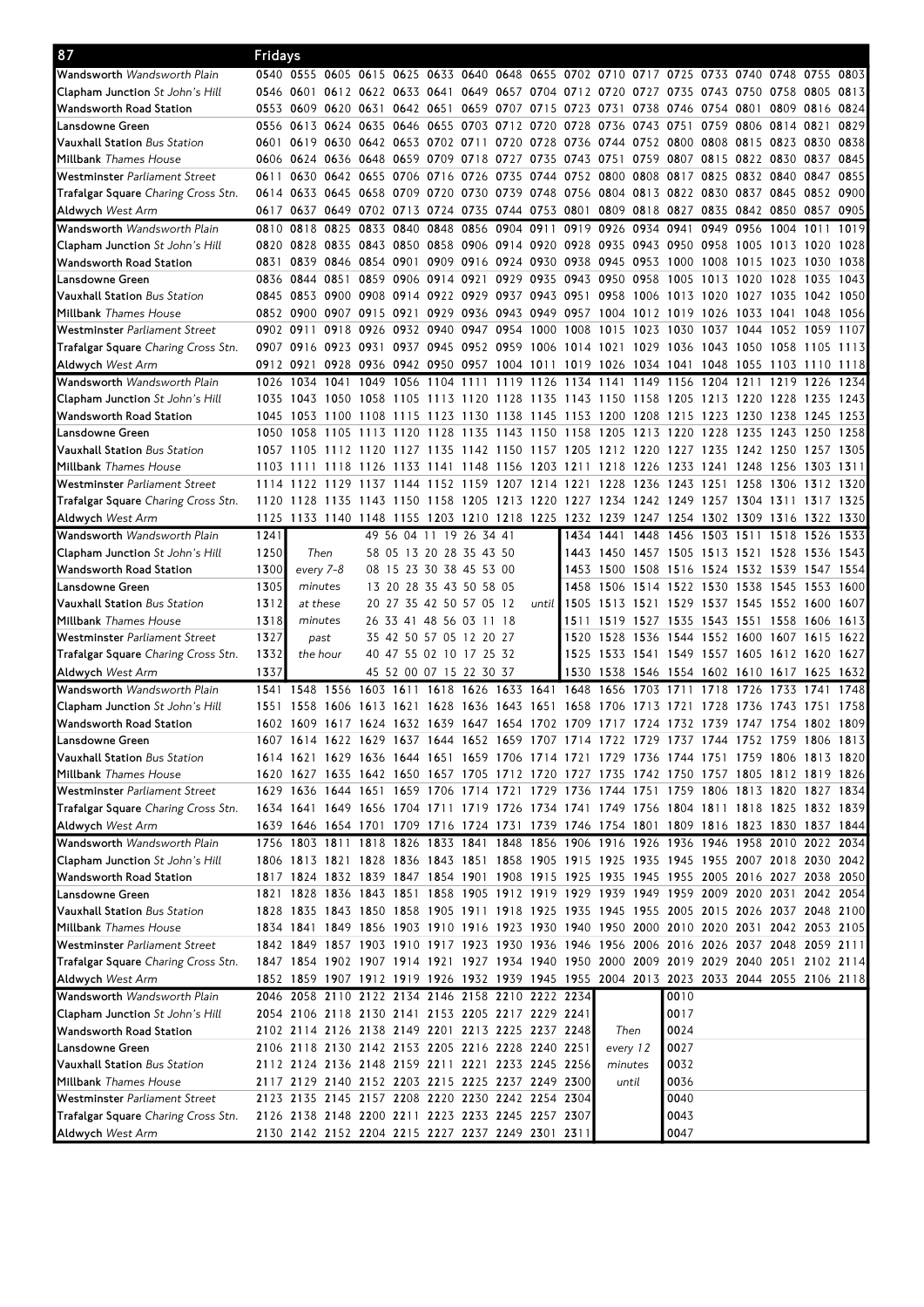# 87 Fridays

| Stop | | | | | | | | | | | | | | | | | | |
|---|---|---|---|---|---|---|---|---|---|---|---|---|---|---|---|---|---|---|
| **Wandsworth** *Wandsworth Plain* | 0540 | 0555 | 0605 | 0615 | 0625 | 0633 | 0640 | 0648 | 0655 | 0702 | 0710 | 0717 | 0725 | 0733 | 0740 | 0748 | 0755 | 0803 |
| **Clapham Junction** *St John's Hill* | 0546 | 0601 | 0612 | 0622 | 0633 | 0641 | 0649 | 0657 | 0704 | 0712 | 0720 | 0727 | 0735 | 0743 | 0750 | 0758 | 0805 | 0813 |
| **Wandsworth Road Station** | 0553 | 0609 | 0620 | 0631 | 0642 | 0651 | 0659 | 0707 | 0715 | 0723 | 0731 | 0738 | 0746 | 0754 | 0801 | 0809 | 0816 | 0824 |
| **Lansdowne Green** | 0556 | 0613 | 0624 | 0635 | 0646 | 0655 | 0703 | 0712 | 0720 | 0728 | 0736 | 0743 | 0751 | 0759 | 0806 | 0814 | 0821 | 0829 |
| **Vauxhall Station** *Bus Station* | 0601 | 0619 | 0630 | 0642 | 0653 | 0702 | 0711 | 0720 | 0728 | 0736 | 0744 | 0752 | 0800 | 0808 | 0815 | 0823 | 0830 | 0838 |
| **Millbank** *Thames House* | 0606 | 0624 | 0636 | 0648 | 0659 | 0709 | 0718 | 0727 | 0735 | 0743 | 0751 | 0759 | 0807 | 0815 | 0822 | 0830 | 0837 | 0845 |
| **Westminster** *Parliament Street* | 0611 | 0630 | 0642 | 0655 | 0706 | 0716 | 0726 | 0735 | 0744 | 0752 | 0800 | 0808 | 0817 | 0825 | 0832 | 0840 | 0847 | 0855 |
| **Trafalgar Square** *Charing Cross Stn.* | 0614 | 0633 | 0645 | 0658 | 0709 | 0720 | 0730 | 0739 | 0748 | 0756 | 0804 | 0813 | 0822 | 0830 | 0837 | 0845 | 0852 | 0900 |
| **Aldwych** *West Arm* | 0617 | 0637 | 0649 | 0702 | 0713 | 0724 | 0735 | 0744 | 0753 | 0801 | 0809 | 0818 | 0827 | 0835 | 0842 | 0850 | 0857 | 0905 |

| Stop | | | | | | | | | | | | | | | | | | |
|---|---|---|---|---|---|---|---|---|---|---|---|---|---|---|---|---|---|---|
| **Wandsworth** *Wandsworth Plain* | 0810 | 0818 | 0825 | 0833 | 0840 | 0848 | 0856 | 0904 | 0911 | 0919 | 0926 | 0934 | 0941 | 0949 | 0956 | 1004 | 1011 | 1019 |
| **Clapham Junction** *St John's Hill* | 0820 | 0828 | 0835 | 0843 | 0850 | 0858 | 0906 | 0914 | 0920 | 0928 | 0935 | 0943 | 0950 | 0958 | 1005 | 1013 | 1020 | 1028 |
| **Wandsworth Road Station** | 0831 | 0839 | 0846 | 0854 | 0901 | 0909 | 0916 | 0924 | 0930 | 0938 | 0945 | 0953 | 1000 | 1008 | 1015 | 1023 | 1030 | 1038 |
| **Lansdowne Green** | 0836 | 0844 | 0851 | 0859 | 0906 | 0914 | 0921 | 0929 | 0935 | 0943 | 0950 | 0958 | 1005 | 1013 | 1020 | 1028 | 1035 | 1043 |
| **Vauxhall Station** *Bus Station* | 0845 | 0853 | 0900 | 0908 | 0914 | 0922 | 0929 | 0937 | 0943 | 0951 | 0958 | 1006 | 1013 | 1020 | 1027 | 1035 | 1042 | 1050 |
| **Millbank** *Thames House* | 0852 | 0900 | 0907 | 0915 | 0921 | 0929 | 0936 | 0943 | 0949 | 0957 | 1004 | 1012 | 1019 | 1026 | 1033 | 1041 | 1048 | 1056 |
| **Westminster** *Parliament Street* | 0902 | 0911 | 0918 | 0926 | 0932 | 0940 | 0947 | 0954 | 1000 | 1008 | 1015 | 1023 | 1030 | 1037 | 1044 | 1052 | 1059 | 1107 |
| **Trafalgar Square** *Charing Cross Stn.* | 0907 | 0916 | 0923 | 0931 | 0937 | 0945 | 0952 | 0959 | 1006 | 1014 | 1021 | 1029 | 1036 | 1043 | 1050 | 1058 | 1105 | 1113 |
| **Aldwych** *West Arm* | 0912 | 0921 | 0928 | 0936 | 0942 | 0950 | 0957 | 1004 | 1011 | 1019 | 1026 | 1034 | 1041 | 1048 | 1055 | 1103 | 1110 | 1118 |

| Stop | | | | | | | | | | | | | | | | | | |
|---|---|---|---|---|---|---|---|---|---|---|---|---|---|---|---|---|---|---|
| **Wandsworth** *Wandsworth Plain* | 1026 | 1034 | 1041 | 1049 | 1056 | 1104 | 1111 | 1119 | 1126 | 1134 | 1141 | 1149 | 1156 | 1204 | 1211 | 1219 | 1226 | 1234 |
| **Clapham Junction** *St John's Hill* | 1035 | 1043 | 1050 | 1058 | 1105 | 1113 | 1120 | 1128 | 1135 | 1143 | 1150 | 1158 | 1205 | 1213 | 1220 | 1228 | 1235 | 1243 |
| **Wandsworth Road Station** | 1045 | 1053 | 1100 | 1108 | 1115 | 1123 | 1130 | 1138 | 1145 | 1153 | 1200 | 1208 | 1215 | 1223 | 1230 | 1238 | 1245 | 1253 |
| **Lansdowne Green** | 1050 | 1058 | 1105 | 1113 | 1120 | 1128 | 1135 | 1143 | 1150 | 1158 | 1205 | 1213 | 1220 | 1228 | 1235 | 1243 | 1250 | 1258 |
| **Vauxhall Station** *Bus Station* | 1057 | 1105 | 1112 | 1120 | 1127 | 1135 | 1142 | 1150 | 1157 | 1205 | 1212 | 1220 | 1227 | 1235 | 1242 | 1250 | 1257 | 1305 |
| **Millbank** *Thames House* | 1103 | 1111 | 1118 | 1126 | 1133 | 1141 | 1148 | 1156 | 1203 | 1211 | 1218 | 1226 | 1233 | 1241 | 1248 | 1256 | 1303 | 1311 |
| **Westminster** *Parliament Street* | 1114 | 1122 | 1129 | 1137 | 1144 | 1152 | 1159 | 1207 | 1214 | 1221 | 1228 | 1236 | 1243 | 1251 | 1258 | 1306 | 1312 | 1320 |
| **Trafalgar Square** *Charing Cross Stn.* | 1120 | 1128 | 1135 | 1143 | 1150 | 1158 | 1205 | 1213 | 1220 | 1227 | 1234 | 1242 | 1249 | 1257 | 1304 | 1311 | 1317 | 1325 |
| **Aldwych** *West Arm* | 1125 | 1133 | 1140 | 1148 | 1155 | 1203 | 1210 | 1218 | 1225 | 1232 | 1239 | 1247 | 1254 | 1302 | 1309 | 1316 | 1322 | 1330 |

| Stop | | | | | | | | | | | | | | | | | | | |
|---|---|---|---|---|---|---|---|---|---|---|---|---|---|---|---|---|---|---|---|
| **Wandsworth** *Wandsworth Plain* | 1241 | Then every 7-8 minutes at these minutes past the hour | 49 | 56 | 04 | 11 | 19 | 26 | 34 | 41 | until | 1434 | 1441 | 1448 | 1456 | 1503 | 1511 | 1518 | 1526 | 1533 |
| **Clapham Junction** *St John's Hill* | 1250 | | 58 | 05 | 13 | 20 | 28 | 35 | 43 | 50 | | 1443 | 1450 | 1457 | 1505 | 1513 | 1521 | 1528 | 1536 | 1543 |
| **Wandsworth Road Station** | 1300 | | 08 | 15 | 23 | 30 | 38 | 45 | 53 | 00 | | 1453 | 1500 | 1508 | 1516 | 1524 | 1532 | 1539 | 1547 | 1554 |
| **Lansdowne Green** | 1305 | | 13 | 20 | 28 | 35 | 43 | 50 | 58 | 05 | | 1458 | 1506 | 1514 | 1522 | 1530 | 1538 | 1545 | 1553 | 1600 |
| **Vauxhall Station** *Bus Station* | 1312 | | 20 | 27 | 35 | 42 | 50 | 57 | 05 | 12 | | 1505 | 1513 | 1521 | 1529 | 1537 | 1545 | 1552 | 1600 | 1607 |
| **Millbank** *Thames House* | 1318 | | 26 | 33 | 41 | 48 | 56 | 03 | 11 | 18 | | 1511 | 1519 | 1527 | 1535 | 1543 | 1551 | 1558 | 1606 | 1613 |
| **Westminster** *Parliament Street* | 1327 | | 35 | 42 | 50 | 57 | 05 | 12 | 20 | 27 | | 1520 | 1528 | 1536 | 1544 | 1552 | 1600 | 1607 | 1615 | 1622 |
| **Trafalgar Square** *Charing Cross Stn.* | 1332 | | 40 | 47 | 55 | 02 | 10 | 17 | 25 | 32 | | 1525 | 1533 | 1541 | 1549 | 1557 | 1605 | 1612 | 1620 | 1627 |
| **Aldwych** *West Arm* | 1337 | | 45 | 52 | 00 | 07 | 15 | 22 | 30 | 37 | | 1530 | 1538 | 1546 | 1554 | 1602 | 1610 | 1617 | 1625 | 1632 |

| Stop | | | | | | | | | | | | | | | | | | |
|---|---|---|---|---|---|---|---|---|---|---|---|---|---|---|---|---|---|---|
| **Wandsworth** *Wandsworth Plain* | 1541 | 1548 | 1556 | 1603 | 1611 | 1618 | 1626 | 1633 | 1641 | 1648 | 1656 | 1703 | 1711 | 1718 | 1726 | 1733 | 1741 | 1748 |
| **Clapham Junction** *St John's Hill* | 1551 | 1558 | 1606 | 1613 | 1621 | 1628 | 1636 | 1643 | 1651 | 1658 | 1706 | 1713 | 1721 | 1728 | 1736 | 1743 | 1751 | 1758 |
| **Wandsworth Road Station** | 1602 | 1609 | 1617 | 1624 | 1632 | 1639 | 1647 | 1654 | 1702 | 1709 | 1717 | 1724 | 1732 | 1739 | 1747 | 1754 | 1802 | 1809 |
| **Lansdowne Green** | 1607 | 1614 | 1622 | 1629 | 1637 | 1644 | 1652 | 1659 | 1707 | 1714 | 1722 | 1729 | 1737 | 1744 | 1752 | 1759 | 1806 | 1813 |
| **Vauxhall Station** *Bus Station* | 1614 | 1621 | 1629 | 1636 | 1644 | 1651 | 1659 | 1706 | 1714 | 1721 | 1729 | 1736 | 1744 | 1751 | 1759 | 1806 | 1813 | 1820 |
| **Millbank** *Thames House* | 1620 | 1627 | 1635 | 1642 | 1650 | 1657 | 1705 | 1712 | 1720 | 1727 | 1735 | 1742 | 1750 | 1757 | 1805 | 1812 | 1819 | 1826 |
| **Westminster** *Parliament Street* | 1629 | 1636 | 1644 | 1651 | 1659 | 1706 | 1714 | 1721 | 1729 | 1736 | 1744 | 1751 | 1759 | 1806 | 1813 | 1820 | 1827 | 1834 |
| **Trafalgar Square** *Charing Cross Stn.* | 1634 | 1641 | 1649 | 1656 | 1704 | 1711 | 1719 | 1726 | 1734 | 1741 | 1749 | 1756 | 1804 | 1811 | 1818 | 1825 | 1832 | 1839 |
| **Aldwych** *West Arm* | 1639 | 1646 | 1654 | 1701 | 1709 | 1716 | 1724 | 1731 | 1739 | 1746 | 1754 | 1801 | 1809 | 1816 | 1823 | 1830 | 1837 | 1844 |

| Stop | | | | | | | | | | | | | | | | | | |
|---|---|---|---|---|---|---|---|---|---|---|---|---|---|---|---|---|---|---|
| **Wandsworth** *Wandsworth Plain* | 1756 | 1803 | 1811 | 1818 | 1826 | 1833 | 1841 | 1848 | 1856 | 1906 | 1916 | 1926 | 1936 | 1946 | 1958 | 2010 | 2022 | 2034 |
| **Clapham Junction** *St John's Hill* | 1806 | 1813 | 1821 | 1828 | 1836 | 1843 | 1851 | 1858 | 1905 | 1915 | 1925 | 1935 | 1945 | 1955 | 2007 | 2018 | 2030 | 2042 |
| **Wandsworth Road Station** | 1817 | 1824 | 1832 | 1839 | 1847 | 1854 | 1901 | 1908 | 1915 | 1925 | 1935 | 1945 | 1955 | 2005 | 2016 | 2027 | 2038 | 2050 |
| **Lansdowne Green** | 1821 | 1828 | 1836 | 1843 | 1851 | 1858 | 1905 | 1912 | 1919 | 1929 | 1939 | 1949 | 1959 | 2009 | 2020 | 2031 | 2042 | 2054 |
| **Vauxhall Station** *Bus Station* | 1828 | 1835 | 1843 | 1850 | 1858 | 1905 | 1911 | 1918 | 1925 | 1935 | 1945 | 1955 | 2005 | 2015 | 2026 | 2037 | 2048 | 2100 |
| **Millbank** *Thames House* | 1834 | 1841 | 1849 | 1856 | 1903 | 1910 | 1916 | 1923 | 1930 | 1940 | 1950 | 2000 | 2010 | 2020 | 2031 | 2042 | 2053 | 2105 |
| **Westminster** *Parliament Street* | 1842 | 1849 | 1857 | 1903 | 1910 | 1917 | 1923 | 1930 | 1936 | 1946 | 1956 | 2006 | 2016 | 2026 | 2037 | 2048 | 2059 | 2111 |
| **Trafalgar Square** *Charing Cross Stn.* | 1847 | 1854 | 1902 | 1907 | 1914 | 1921 | 1927 | 1934 | 1940 | 1950 | 2000 | 2009 | 2019 | 2029 | 2040 | 2051 | 2102 | 2114 |
| **Aldwych** *West Arm* | 1852 | 1859 | 1907 | 1912 | 1919 | 1926 | 1932 | 1939 | 1945 | 1955 | 2004 | 2013 | 2023 | 2033 | 2044 | 2055 | 2106 | 2118 |

| Stop | | | | | | | | | | | | |
|---|---|---|---|---|---|---|---|---|---|---|---|---|
| **Wandsworth** *Wandsworth Plain* | 2046 | 2058 | 2110 | 2122 | 2134 | 2146 | 2158 | 2210 | 2222 | 2234 | Then every 12 minutes until | 0010 |
| **Clapham Junction** *St John's Hill* | 2054 | 2106 | 2118 | 2130 | 2141 | 2153 | 2205 | 2217 | 2229 | 2241 | | 0017 |
| **Wandsworth Road Station** | 2102 | 2114 | 2126 | 2138 | 2149 | 2201 | 2213 | 2225 | 2237 | 2248 | | 0024 |
| **Lansdowne Green** | 2106 | 2118 | 2130 | 2142 | 2153 | 2205 | 2216 | 2228 | 2240 | 2251 | | 0027 |
| **Vauxhall Station** *Bus Station* | 2112 | 2124 | 2136 | 2148 | 2159 | 2211 | 2221 | 2233 | 2245 | 2256 | | 0032 |
| **Millbank** *Thames House* | 2117 | 2129 | 2140 | 2152 | 2203 | 2215 | 2225 | 2237 | 2249 | 2300 | | 0036 |
| **Westminster** *Parliament Street* | 2123 | 2135 | 2145 | 2157 | 2208 | 2220 | 2230 | 2242 | 2254 | 2304 | | 0040 |
| **Trafalgar Square** *Charing Cross Stn.* | 2126 | 2138 | 2148 | 2200 | 2211 | 2223 | 2233 | 2245 | 2257 | 2307 | | 0043 |
| **Aldwych** *West Arm* | 2130 | 2142 | 2152 | 2204 | 2215 | 2227 | 2237 | 2249 | 2301 | 2311 | | 0047 |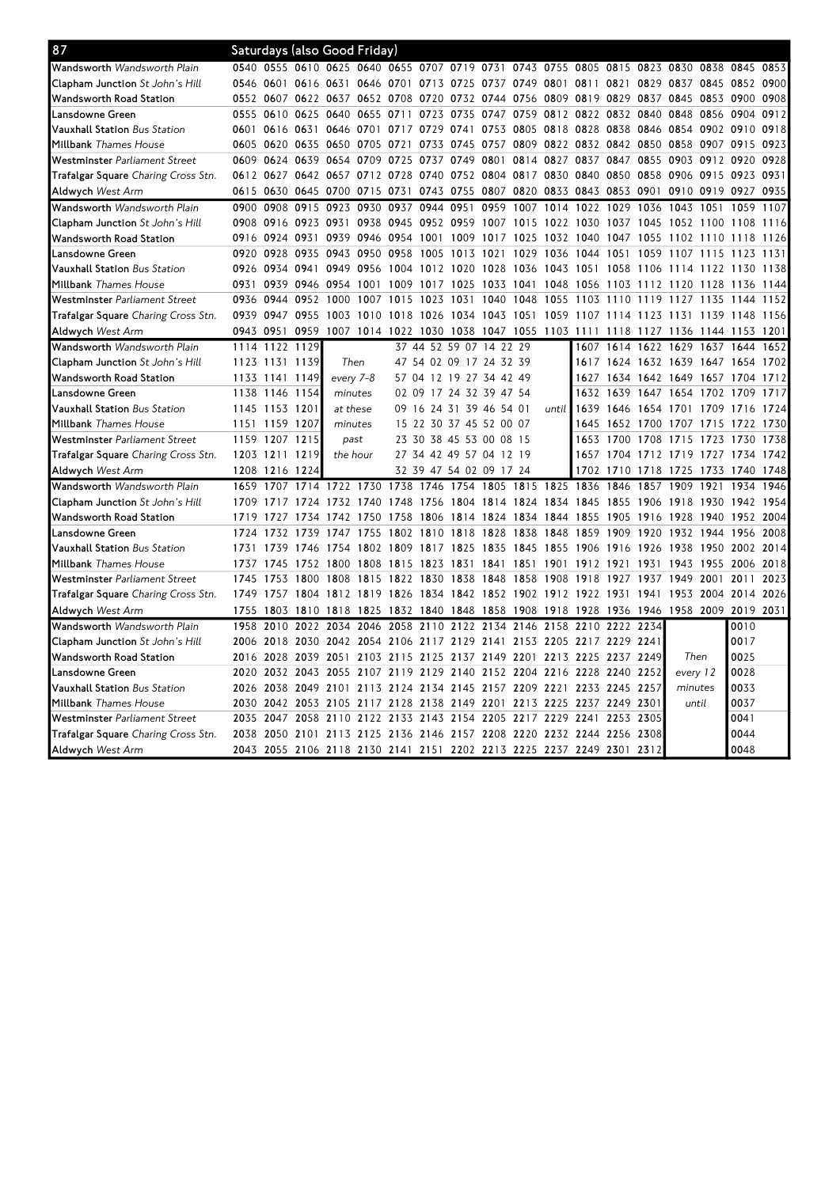## 87 Saturdays (also Good Friday)

| Stop | | | | | | | | | | | | | | | | | | |
|---|---|---|---|---|---|---|---|---|---|---|---|---|---|---|---|---|---|---|
| **Wandsworth** *Wandsworth Plain* | 0540 | 0555 | 0610 | 0625 | 0640 | 0655 | 0707 | 0719 | 0731 | 0743 | 0755 | 0805 | 0815 | 0823 | 0830 | 0838 | 0845 | 0853 |
| **Clapham Junction** *St John's Hill* | 0546 | 0601 | 0616 | 0631 | 0646 | 0701 | 0713 | 0725 | 0737 | 0749 | 0801 | 0811 | 0821 | 0829 | 0837 | 0845 | 0852 | 0900 |
| **Wandsworth Road Station** | 0552 | 0607 | 0622 | 0637 | 0652 | 0708 | 0720 | 0732 | 0744 | 0756 | 0809 | 0819 | 0829 | 0837 | 0845 | 0853 | 0900 | 0908 |
| **Lansdowne Green** | 0555 | 0610 | 0625 | 0640 | 0655 | 0711 | 0723 | 0735 | 0747 | 0759 | 0812 | 0822 | 0832 | 0840 | 0848 | 0856 | 0904 | 0912 |
| **Vauxhall Station** *Bus Station* | 0601 | 0616 | 0631 | 0646 | 0701 | 0717 | 0729 | 0741 | 0753 | 0805 | 0818 | 0828 | 0838 | 0846 | 0854 | 0902 | 0910 | 0918 |
| **Millbank** *Thames House* | 0605 | 0620 | 0635 | 0650 | 0705 | 0721 | 0733 | 0745 | 0757 | 0809 | 0822 | 0832 | 0842 | 0850 | 0858 | 0907 | 0915 | 0923 |
| **Westminster** *Parliament Street* | 0609 | 0624 | 0639 | 0654 | 0709 | 0725 | 0737 | 0749 | 0801 | 0814 | 0827 | 0837 | 0847 | 0855 | 0903 | 0912 | 0920 | 0928 |
| **Trafalgar Square** *Charing Cross Stn.* | 0612 | 0627 | 0642 | 0657 | 0712 | 0728 | 0740 | 0752 | 0804 | 0817 | 0830 | 0840 | 0850 | 0858 | 0906 | 0915 | 0923 | 0931 |
| **Aldwych** *West Arm* | 0615 | 0630 | 0645 | 0700 | 0715 | 0731 | 0743 | 0755 | 0807 | 0820 | 0833 | 0843 | 0853 | 0901 | 0910 | 0919 | 0927 | 0935 |
| **Wandsworth** *Wandsworth Plain* | 0900 | 0908 | 0915 | 0923 | 0930 | 0937 | 0944 | 0951 | 0959 | 1007 | 1014 | 1022 | 1029 | 1036 | 1043 | 1051 | 1059 | 1107 |
| **Clapham Junction** *St John's Hill* | 0908 | 0916 | 0923 | 0931 | 0938 | 0945 | 0952 | 0959 | 1007 | 1015 | 1022 | 1030 | 1037 | 1045 | 1052 | 1100 | 1108 | 1116 |
| **Wandsworth Road Station** | 0916 | 0924 | 0931 | 0939 | 0946 | 0954 | 1001 | 1009 | 1017 | 1025 | 1032 | 1040 | 1047 | 1055 | 1102 | 1110 | 1118 | 1126 |
| **Lansdowne Green** | 0920 | 0928 | 0935 | 0943 | 0950 | 0958 | 1005 | 1013 | 1021 | 1029 | 1036 | 1044 | 1051 | 1059 | 1107 | 1115 | 1123 | 1131 |
| **Vauxhall Station** *Bus Station* | 0926 | 0934 | 0941 | 0949 | 0956 | 1004 | 1012 | 1020 | 1028 | 1036 | 1043 | 1051 | 1058 | 1106 | 1114 | 1122 | 1130 | 1138 |
| **Millbank** *Thames House* | 0931 | 0939 | 0946 | 0954 | 1001 | 1009 | 1017 | 1025 | 1033 | 1041 | 1048 | 1056 | 1103 | 1112 | 1120 | 1128 | 1136 | 1144 |
| **Westminster** *Parliament Street* | 0936 | 0944 | 0952 | 1000 | 1007 | 1015 | 1023 | 1031 | 1040 | 1048 | 1055 | 1103 | 1110 | 1119 | 1127 | 1135 | 1144 | 1152 |
| **Trafalgar Square** *Charing Cross Stn.* | 0939 | 0947 | 0955 | 1003 | 1010 | 1018 | 1026 | 1034 | 1043 | 1051 | 1059 | 1107 | 1114 | 1123 | 1131 | 1139 | 1148 | 1156 |
| **Aldwych** *West Arm* | 0943 | 0951 | 0959 | 1007 | 1014 | 1022 | 1030 | 1038 | 1047 | 1055 | 1103 | 1111 | 1118 | 1127 | 1136 | 1144 | 1153 | 1201 |

| Stop | | | | | | | | | | | | | |
|---|---|---|---|---|---|---|---|---|---|---|---|---|---|
| **Wandsworth** *Wandsworth Plain* | 1114 | 1122 | 1129 | Then | 37 44 52 59 07 14 22 29 | | 1607 | 1614 | 1622 | 1629 | 1637 | 1644 | 1652 |
| **Clapham Junction** *St John's Hill* | 1123 | 1131 | 1139 | every 7-8 | 47 54 02 09 17 24 32 39 | | 1617 | 1624 | 1632 | 1639 | 1647 | 1654 | 1702 |
| **Wandsworth Road Station** | 1133 | 1141 | 1149 | minutes | 57 04 12 19 27 34 42 49 | | 1627 | 1634 | 1642 | 1649 | 1657 | 1704 | 1712 |
| **Lansdowne Green** | 1138 | 1146 | 1154 | at these | 02 09 17 24 32 39 47 54 | | 1632 | 1639 | 1647 | 1654 | 1702 | 1709 | 1717 |
| **Vauxhall Station** *Bus Station* | 1145 | 1153 | 1201 | minutes | 09 16 24 31 39 46 54 01 | until | 1639 | 1646 | 1654 | 1701 | 1709 | 1716 | 1724 |
| **Millbank** *Thames House* | 1151 | 1159 | 1207 | past | 15 22 30 37 45 52 00 07 | | 1645 | 1652 | 1700 | 1707 | 1715 | 1722 | 1730 |
| **Westminster** *Parliament Street* | 1159 | 1207 | 1215 | the hour | 23 30 38 45 53 00 08 15 | | 1653 | 1700 | 1708 | 1715 | 1723 | 1730 | 1738 |
| **Trafalgar Square** *Charing Cross Stn.* | 1203 | 1211 | 1219 | | 27 34 42 49 57 04 12 19 | | 1657 | 1704 | 1712 | 1719 | 1727 | 1734 | 1742 |
| **Aldwych** *West Arm* | 1208 | 1216 | 1224 | | 32 39 47 54 02 09 17 24 | | 1702 | 1710 | 1718 | 1725 | 1733 | 1740 | 1748 |

| Stop | | | | | | | | | | | | | | | | | | |
|---|---|---|---|---|---|---|---|---|---|---|---|---|---|---|---|---|---|---|
| **Wandsworth** *Wandsworth Plain* | 1659 | 1707 | 1714 | 1722 | 1730 | 1738 | 1746 | 1754 | 1805 | 1815 | 1825 | 1836 | 1846 | 1857 | 1909 | 1921 | 1934 | 1946 |
| **Clapham Junction** *St John's Hill* | 1709 | 1717 | 1724 | 1732 | 1740 | 1748 | 1756 | 1804 | 1814 | 1824 | 1834 | 1845 | 1855 | 1906 | 1918 | 1930 | 1942 | 1954 |
| **Wandsworth Road Station** | 1719 | 1727 | 1734 | 1742 | 1750 | 1758 | 1806 | 1814 | 1824 | 1834 | 1844 | 1855 | 1905 | 1916 | 1928 | 1940 | 1952 | 2004 |
| **Lansdowne Green** | 1724 | 1732 | 1739 | 1747 | 1755 | 1802 | 1810 | 1818 | 1828 | 1838 | 1848 | 1859 | 1909 | 1920 | 1932 | 1944 | 1956 | 2008 |
| **Vauxhall Station** *Bus Station* | 1731 | 1739 | 1746 | 1754 | 1802 | 1809 | 1817 | 1825 | 1835 | 1845 | 1855 | 1906 | 1916 | 1926 | 1938 | 1950 | 2002 | 2014 |
| **Millbank** *Thames House* | 1737 | 1745 | 1752 | 1800 | 1808 | 1815 | 1823 | 1831 | 1841 | 1851 | 1901 | 1912 | 1921 | 1931 | 1943 | 1955 | 2006 | 2018 |
| **Westminster** *Parliament Street* | 1745 | 1753 | 1800 | 1808 | 1815 | 1822 | 1830 | 1838 | 1848 | 1858 | 1908 | 1918 | 1927 | 1937 | 1949 | 2001 | 2011 | 2023 |
| **Trafalgar Square** *Charing Cross Stn.* | 1749 | 1757 | 1804 | 1812 | 1819 | 1826 | 1834 | 1842 | 1852 | 1902 | 1912 | 1922 | 1931 | 1941 | 1953 | 2004 | 2014 | 2026 |
| **Aldwych** *West Arm* | 1755 | 1803 | 1810 | 1818 | 1825 | 1832 | 1840 | 1848 | 1858 | 1908 | 1918 | 1928 | 1936 | 1946 | 1958 | 2009 | 2019 | 2031 |

| Stop | | | | | | | | | | | | | | | |
|---|---|---|---|---|---|---|---|---|---|---|---|---|---|---|---|
| **Wandsworth** *Wandsworth Plain* | 1958 | 2010 | 2022 | 2034 | 2046 | 2058 | 2110 | 2122 | 2134 | 2146 | 2158 | 2210 | 2222 | 2234 | | 0010 |
| **Clapham Junction** *St John's Hill* | 2006 | 2018 | 2030 | 2042 | 2054 | 2106 | 2117 | 2129 | 2141 | 2153 | 2205 | 2217 | 2229 | 2241 | | 0017 |
| **Wandsworth Road Station** | 2016 | 2028 | 2039 | 2051 | 2103 | 2115 | 2125 | 2137 | 2149 | 2201 | 2213 | 2225 | 2237 | 2249 | Then | 0025 |
| **Lansdowne Green** | 2020 | 2032 | 2043 | 2055 | 2107 | 2119 | 2129 | 2140 | 2152 | 2204 | 2216 | 2228 | 2240 | 2252 | every 12 | 0028 |
| **Vauxhall Station** *Bus Station* | 2026 | 2038 | 2049 | 2101 | 2113 | 2124 | 2134 | 2145 | 2157 | 2209 | 2221 | 2233 | 2245 | 2257 | minutes | 0033 |
| **Millbank** *Thames House* | 2030 | 2042 | 2053 | 2105 | 2117 | 2128 | 2138 | 2149 | 2201 | 2213 | 2225 | 2237 | 2249 | 2301 | until | 0037 |
| **Westminster** *Parliament Street* | 2035 | 2047 | 2058 | 2110 | 2122 | 2133 | 2143 | 2154 | 2205 | 2217 | 2229 | 2241 | 2253 | 2305 | | 0041 |
| **Trafalgar Square** *Charing Cross Stn.* | 2038 | 2050 | 2101 | 2113 | 2125 | 2136 | 2146 | 2157 | 2208 | 2220 | 2232 | 2244 | 2256 | 2308 | | 0044 |
| **Aldwych** *West Arm* | 2043 | 2055 | 2106 | 2118 | 2130 | 2141 | 2151 | 2202 | 2213 | 2225 | 2237 | 2249 | 2301 | 2312 | | 0048 |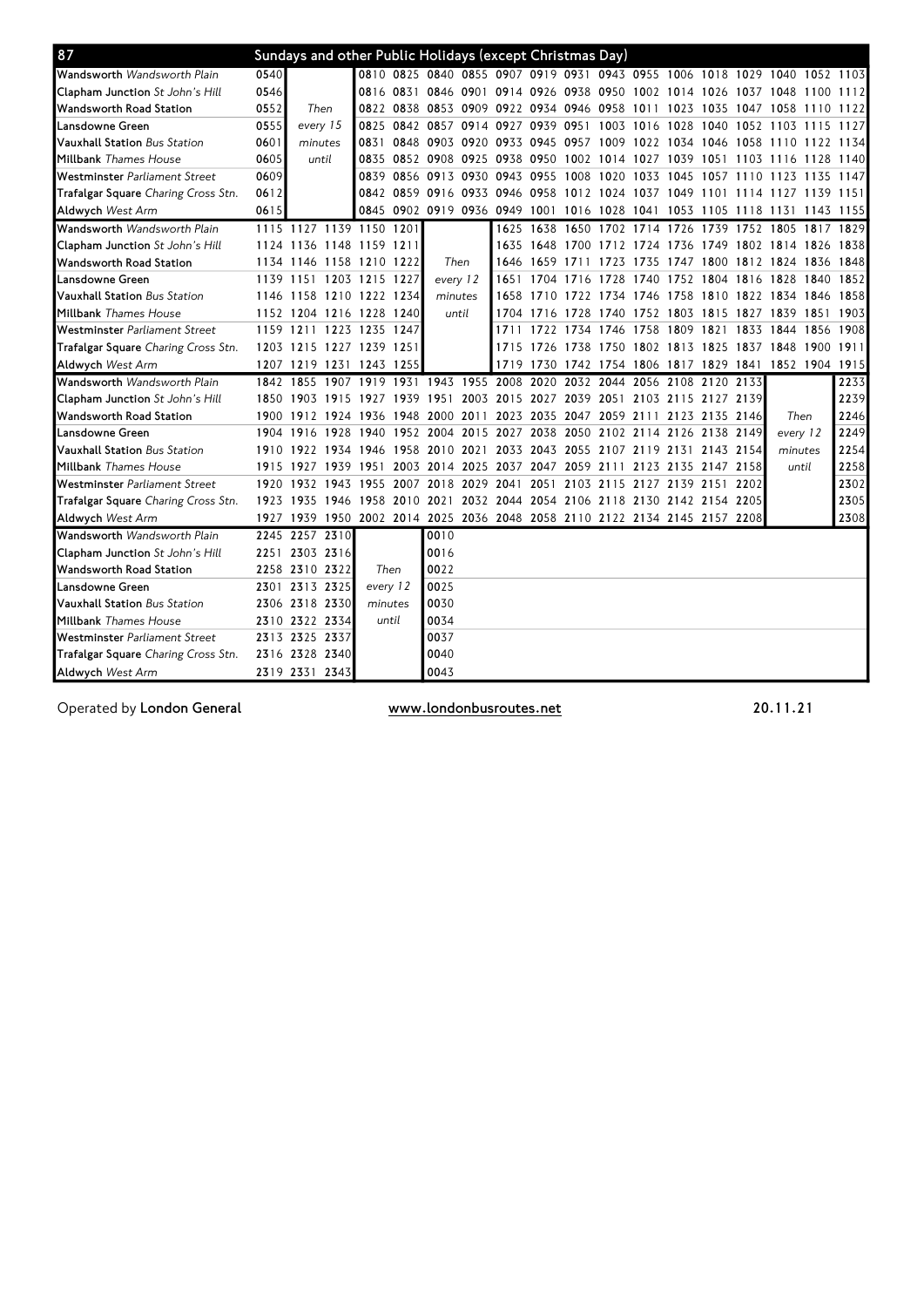## 87 Sundays and other Public Holidays (except Christmas Day)

| Stop | | | | | | | | | | | | | | | | | | |
|---|---|---|---|---|---|---|---|---|---|---|---|---|---|---|---|---|---|---|
| **Wandsworth** *Wandsworth Plain* | 0540 | | | 0810 | 0825 | 0840 | 0855 | 0907 | 0919 | 0931 | 0943 | 0955 | 1006 | 1018 | 1029 | 1040 | 1052 | 1103 |
| **Clapham Junction** *St John's Hill* | 0546 | | | 0816 | 0831 | 0846 | 0901 | 0914 | 0926 | 0938 | 0950 | 1002 | 1014 | 1026 | 1037 | 1048 | 1100 | 1112 |
| **Wandsworth Road Station** | 0552 | Then | | 0822 | 0838 | 0853 | 0909 | 0922 | 0934 | 0946 | 0958 | 1011 | 1023 | 1035 | 1047 | 1058 | 1110 | 1122 |
| **Lansdowne Green** | 0555 | every 15 | | 0825 | 0842 | 0857 | 0914 | 0927 | 0939 | 0951 | 1003 | 1016 | 1028 | 1040 | 1052 | 1103 | 1115 | 1127 |
| **Vauxhall Station** *Bus Station* | 0601 | minutes | | 0831 | 0848 | 0903 | 0920 | 0933 | 0945 | 0957 | 1009 | 1022 | 1034 | 1046 | 1058 | 1110 | 1122 | 1134 |
| **Millbank** *Thames House* | 0605 | until | | 0835 | 0852 | 0908 | 0925 | 0938 | 0950 | 1002 | 1014 | 1027 | 1039 | 1051 | 1103 | 1116 | 1128 | 1140 |
| **Westminster** *Parliament Street* | 0609 | | | 0839 | 0856 | 0913 | 0930 | 0943 | 0955 | 1008 | 1020 | 1033 | 1045 | 1057 | 1110 | 1123 | 1135 | 1147 |
| **Trafalgar Square** *Charing Cross Stn.* | 0612 | | | 0842 | 0859 | 0916 | 0933 | 0946 | 0958 | 1012 | 1024 | 1037 | 1049 | 1101 | 1114 | 1127 | 1139 | 1151 |
| **Aldwych** *West Arm* | 0615 | | | 0845 | 0902 | 0919 | 0936 | 0949 | 1001 | 1016 | 1028 | 1041 | 1053 | 1105 | 1118 | 1131 | 1143 | 1155 |

| Stop | | | | | | | | | | | | | | | | | | |
|---|---|---|---|---|---|---|---|---|---|---|---|---|---|---|---|---|---|---|
| **Wandsworth** *Wandsworth Plain* | 1115 | 1127 | 1139 | 1150 | 1201 | | | 1625 | 1638 | 1650 | 1702 | 1714 | 1726 | 1739 | 1752 | 1805 | 1817 | 1829 |
| **Clapham Junction** *St John's Hill* | 1124 | 1136 | 1148 | 1159 | 1211 | | | 1635 | 1648 | 1700 | 1712 | 1724 | 1736 | 1749 | 1802 | 1814 | 1826 | 1838 |
| **Wandsworth Road Station** | 1134 | 1146 | 1158 | 1210 | 1222 | Then | | 1646 | 1659 | 1711 | 1723 | 1735 | 1747 | 1800 | 1812 | 1824 | 1836 | 1848 |
| **Lansdowne Green** | 1139 | 1151 | 1203 | 1215 | 1227 | every 12 | | 1651 | 1704 | 1716 | 1728 | 1740 | 1752 | 1804 | 1816 | 1828 | 1840 | 1852 |
| **Vauxhall Station** *Bus Station* | 1146 | 1158 | 1210 | 1222 | 1234 | minutes | | 1658 | 1710 | 1722 | 1734 | 1746 | 1758 | 1810 | 1822 | 1834 | 1846 | 1858 |
| **Millbank** *Thames House* | 1152 | 1204 | 1216 | 1228 | 1240 | until | | 1704 | 1716 | 1728 | 1740 | 1752 | 1803 | 1815 | 1827 | 1839 | 1851 | 1903 |
| **Westminster** *Parliament Street* | 1159 | 1211 | 1223 | 1235 | 1247 | | | 1711 | 1722 | 1734 | 1746 | 1758 | 1809 | 1821 | 1833 | 1844 | 1856 | 1908 |
| **Trafalgar Square** *Charing Cross Stn.* | 1203 | 1215 | 1227 | 1239 | 1251 | | | 1715 | 1726 | 1738 | 1750 | 1802 | 1813 | 1825 | 1837 | 1848 | 1900 | 1911 |
| **Aldwych** *West Arm* | 1207 | 1219 | 1231 | 1243 | 1255 | | | 1719 | 1730 | 1742 | 1754 | 1806 | 1817 | 1829 | 1841 | 1852 | 1904 | 1915 |

| Stop | | | | | | | | | | | | | | | | | | |
|---|---|---|---|---|---|---|---|---|---|---|---|---|---|---|---|---|---|---|
| **Wandsworth** *Wandsworth Plain* | 1842 | 1855 | 1907 | 1919 | 1931 | 1943 | 1955 | 2008 | 2020 | 2032 | 2044 | 2056 | 2108 | 2120 | 2133 | | | 2233 |
| **Clapham Junction** *St John's Hill* | 1850 | 1903 | 1915 | 1927 | 1939 | 1951 | 2003 | 2015 | 2027 | 2039 | 2051 | 2103 | 2115 | 2127 | 2139 | | | 2239 |
| **Wandsworth Road Station** | 1900 | 1912 | 1924 | 1936 | 1948 | 2000 | 2011 | 2023 | 2035 | 2047 | 2059 | 2111 | 2123 | 2135 | 2146 | Then | | 2246 |
| **Lansdowne Green** | 1904 | 1916 | 1928 | 1940 | 1952 | 2004 | 2015 | 2027 | 2038 | 2050 | 2102 | 2114 | 2126 | 2138 | 2149 | every 12 | | 2249 |
| **Vauxhall Station** *Bus Station* | 1910 | 1922 | 1934 | 1946 | 1958 | 2010 | 2021 | 2033 | 2043 | 2055 | 2107 | 2119 | 2131 | 2143 | 2154 | minutes | | 2254 |
| **Millbank** *Thames House* | 1915 | 1927 | 1939 | 1951 | 2003 | 2014 | 2025 | 2037 | 2047 | 2059 | 2111 | 2123 | 2135 | 2147 | 2158 | until | | 2258 |
| **Westminster** *Parliament Street* | 1920 | 1932 | 1943 | 1955 | 2007 | 2018 | 2029 | 2041 | 2051 | 2103 | 2115 | 2127 | 2139 | 2151 | 2202 | | | 2302 |
| **Trafalgar Square** *Charing Cross Stn.* | 1923 | 1935 | 1946 | 1958 | 2010 | 2021 | 2032 | 2044 | 2054 | 2106 | 2118 | 2130 | 2142 | 2154 | 2205 | | | 2305 |
| **Aldwych** *West Arm* | 1927 | 1939 | 1950 | 2002 | 2014 | 2025 | 2036 | 2048 | 2058 | 2110 | 2122 | 2134 | 2145 | 2157 | 2208 | | | 2308 |

| Stop | | | | | | |
|---|---|---|---|---|---|---|
| **Wandsworth** *Wandsworth Plain* | 2245 | 2257 | 2310 | | | 0010 |
| **Clapham Junction** *St John's Hill* | 2251 | 2303 | 2316 | | | 0016 |
| **Wandsworth Road Station** | 2258 | 2310 | 2322 | Then | | 0022 |
| **Lansdowne Green** | 2301 | 2313 | 2325 | every 12 | | 0025 |
| **Vauxhall Station** *Bus Station* | 2306 | 2318 | 2330 | minutes | | 0030 |
| **Millbank** *Thames House* | 2310 | 2322 | 2334 | until | | 0034 |
| **Westminster** *Parliament Street* | 2313 | 2325 | 2337 | | | 0037 |
| **Trafalgar Square** *Charing Cross Stn.* | 2316 | 2328 | 2340 | | | 0040 |
| **Aldwych** *West Arm* | 2319 | 2331 | 2343 | | | 0043 |

Operated by **London General** www.londonbusroutes.net 20.11.21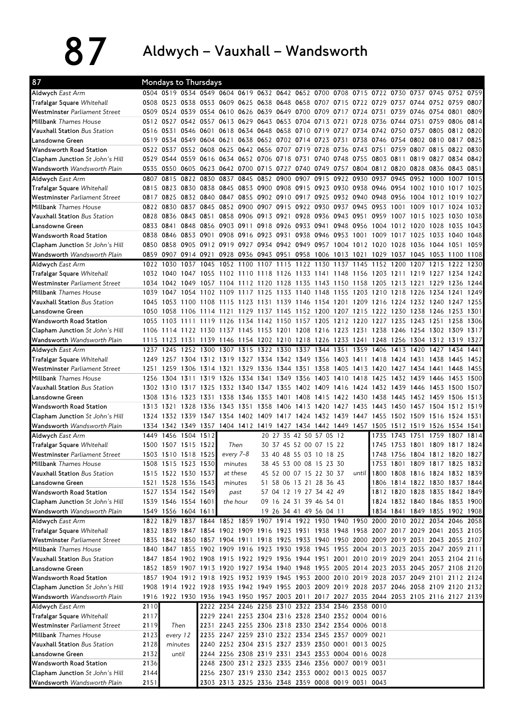# 87 Aldwych – Vauxhall – Wandsworth

## Mondays to Thursdays

| 87 | | | | | | | | | | | | | | | | | | |
|---|---|---|---|---|---|---|---|---|---|---|---|---|---|---|---|---|---|---|
| Aldwych *East Arm* | 0504 | 0519 | 0534 | 0549 | 0604 | 0619 | 0632 | 0642 | 0652 | 0700 | 0708 | 0715 | 0722 | 0730 | 0737 | 0745 | 0752 | 0759 |
| Trafalgar Square *Whitehall* | 0508 | 0523 | 0538 | 0553 | 0609 | 0625 | 0638 | 0648 | 0658 | 0707 | 0715 | 0722 | 0729 | 0737 | 0744 | 0752 | 0759 | 0807 |
| Westminster *Parliament Street* | 0509 | 0524 | 0539 | 0554 | 0610 | 0626 | 0639 | 0649 | 0700 | 0709 | 0717 | 0724 | 0731 | 0739 | 0746 | 0754 | 0801 | 0809 |
| Millbank *Thames House* | 0512 | 0527 | 0542 | 0557 | 0613 | 0629 | 0643 | 0653 | 0704 | 0713 | 0721 | 0728 | 0736 | 0744 | 0751 | 0759 | 0806 | 0814 |
| Vauxhall Station *Bus Station* | 0516 | 0531 | 0546 | 0601 | 0618 | 0634 | 0648 | 0658 | 0710 | 0719 | 0727 | 0734 | 0742 | 0750 | 0757 | 0805 | 0812 | 0820 |
| Lansdowne Green | 0519 | 0534 | 0549 | 0604 | 0621 | 0638 | 0652 | 0702 | 0714 | 0723 | 0731 | 0738 | 0746 | 0754 | 0802 | 0810 | 0817 | 0825 |
| Wandsworth Road Station | 0522 | 0537 | 0552 | 0608 | 0625 | 0642 | 0656 | 0707 | 0719 | 0728 | 0736 | 0743 | 0751 | 0759 | 0807 | 0815 | 0822 | 0830 |
| Clapham Junction *St John's Hill* | 0529 | 0544 | 0559 | 0616 | 0634 | 0652 | 0706 | 0718 | 0731 | 0740 | 0748 | 0755 | 0803 | 0811 | 0819 | 0827 | 0834 | 0842 |
| Wandsworth *Wandsworth Plain* | 0535 | 0550 | 0605 | 0623 | 0642 | 0700 | 0715 | 0727 | 0740 | 0749 | 0757 | 0804 | 0812 | 0820 | 0828 | 0836 | 0843 | 0851 |
| Aldwych *East Arm* | 0807 | 0815 | 0822 | 0830 | 0837 | 0845 | 0852 | 0900 | 0907 | 0915 | 0922 | 0930 | 0937 | 0945 | 0952 | 1000 | 1007 | 1015 |
| Trafalgar Square *Whitehall* | 0815 | 0823 | 0830 | 0838 | 0845 | 0853 | 0900 | 0908 | 0915 | 0923 | 0930 | 0938 | 0946 | 0954 | 1002 | 1010 | 1017 | 1025 |
| Westminster *Parliament Street* | 0817 | 0825 | 0832 | 0840 | 0847 | 0855 | 0902 | 0910 | 0917 | 0925 | 0932 | 0940 | 0948 | 0956 | 1004 | 1012 | 1019 | 1027 |
| Millbank *Thames House* | 0822 | 0830 | 0837 | 0845 | 0852 | 0900 | 0907 | 0915 | 0922 | 0930 | 0937 | 0945 | 0953 | 1001 | 1009 | 1017 | 1024 | 1032 |
| Vauxhall Station *Bus Station* | 0828 | 0836 | 0843 | 0851 | 0858 | 0906 | 0913 | 0921 | 0928 | 0936 | 0943 | 0951 | 0959 | 1007 | 1015 | 1023 | 1030 | 1038 |
| Lansdowne Green | 0833 | 0841 | 0848 | 0856 | 0903 | 0911 | 0918 | 0926 | 0933 | 0941 | 0948 | 0956 | 1004 | 1012 | 1020 | 1028 | 1035 | 1043 |
| Wandsworth Road Station | 0838 | 0846 | 0853 | 0901 | 0908 | 0916 | 0923 | 0931 | 0938 | 0946 | 0953 | 1001 | 1009 | 1017 | 1025 | 1033 | 1040 | 1048 |
| Clapham Junction *St John's Hill* | 0850 | 0858 | 0905 | 0912 | 0919 | 0927 | 0934 | 0942 | 0949 | 0957 | 1004 | 1012 | 1020 | 1028 | 1036 | 1044 | 1051 | 1059 |
| Wandsworth *Wandsworth Plain* | 0859 | 0907 | 0914 | 0921 | 0928 | 0936 | 0943 | 0951 | 0958 | 1006 | 1013 | 1021 | 1029 | 1037 | 1045 | 1053 | 1100 | 1108 |
| Aldwych *East Arm* | 1022 | 1030 | 1037 | 1045 | 1052 | 1100 | 1107 | 1115 | 1122 | 1130 | 1137 | 1145 | 1152 | 1200 | 1207 | 1215 | 1222 | 1230 |
| Trafalgar Square *Whitehall* | 1032 | 1040 | 1047 | 1055 | 1102 | 1110 | 1118 | 1126 | 1133 | 1141 | 1148 | 1156 | 1203 | 1211 | 1219 | 1227 | 1234 | 1242 |
| Westminster *Parliament Street* | 1034 | 1042 | 1049 | 1057 | 1104 | 1112 | 1120 | 1128 | 1135 | 1143 | 1150 | 1158 | 1205 | 1213 | 1221 | 1229 | 1236 | 1244 |
| Millbank *Thames House* | 1039 | 1047 | 1054 | 1102 | 1109 | 1117 | 1125 | 1133 | 1140 | 1148 | 1155 | 1203 | 1210 | 1218 | 1226 | 1234 | 1241 | 1249 |
| Vauxhall Station *Bus Station* | 1045 | 1053 | 1100 | 1108 | 1115 | 1123 | 1131 | 1139 | 1146 | 1154 | 1201 | 1209 | 1216 | 1224 | 1232 | 1240 | 1247 | 1255 |
| Lansdowne Green | 1050 | 1058 | 1106 | 1114 | 1121 | 1129 | 1137 | 1145 | 1152 | 1200 | 1207 | 1215 | 1222 | 1230 | 1238 | 1246 | 1253 | 1301 |
| Wandsworth Road Station | 1055 | 1103 | 1111 | 1119 | 1126 | 1134 | 1142 | 1150 | 1157 | 1205 | 1212 | 1220 | 1227 | 1235 | 1243 | 1251 | 1258 | 1306 |
| Clapham Junction *St John's Hill* | 1106 | 1114 | 1122 | 1130 | 1137 | 1145 | 1153 | 1201 | 1208 | 1216 | 1223 | 1231 | 1238 | 1246 | 1254 | 1302 | 1309 | 1317 |
| Wandsworth *Wandsworth Plain* | 1115 | 1123 | 1131 | 1139 | 1146 | 1154 | 1202 | 1210 | 1218 | 1226 | 1233 | 1241 | 1248 | 1256 | 1304 | 1312 | 1319 | 1327 |
| Aldwych *East Arm* | 1237 | 1245 | 1252 | 1300 | 1307 | 1315 | 1322 | 1330 | 1337 | 1344 | 1351 | 1359 | 1406 | 1413 | 1420 | 1427 | 1434 | 1441 |
| Trafalgar Square *Whitehall* | 1249 | 1257 | 1304 | 1312 | 1319 | 1327 | 1334 | 1342 | 1349 | 1356 | 1403 | 1411 | 1418 | 1424 | 1431 | 1438 | 1445 | 1452 |
| Westminster *Parliament Street* | 1251 | 1259 | 1306 | 1314 | 1321 | 1329 | 1336 | 1344 | 1351 | 1358 | 1405 | 1413 | 1420 | 1427 | 1434 | 1441 | 1448 | 1455 |
| Millbank *Thames House* | 1256 | 1304 | 1311 | 1319 | 1326 | 1334 | 1341 | 1349 | 1356 | 1403 | 1410 | 1418 | 1425 | 1432 | 1439 | 1446 | 1453 | 1500 |
| Vauxhall Station *Bus Station* | 1302 | 1310 | 1317 | 1325 | 1332 | 1340 | 1347 | 1355 | 1402 | 1409 | 1416 | 1424 | 1432 | 1439 | 1446 | 1453 | 1500 | 1507 |
| Lansdowne Green | 1308 | 1316 | 1323 | 1331 | 1338 | 1346 | 1353 | 1401 | 1408 | 1415 | 1422 | 1430 | 1438 | 1445 | 1452 | 1459 | 1506 | 1513 |
| Wandsworth Road Station | 1313 | 1321 | 1328 | 1336 | 1343 | 1351 | 1358 | 1406 | 1413 | 1420 | 1427 | 1435 | 1443 | 1450 | 1457 | 1504 | 1512 | 1519 |
| Clapham Junction *St John's Hill* | 1324 | 1332 | 1339 | 1347 | 1354 | 1402 | 1409 | 1417 | 1424 | 1432 | 1439 | 1447 | 1455 | 1502 | 1509 | 1516 | 1524 | 1531 |
| Wandsworth *Wandsworth Plain* | 1334 | 1342 | 1349 | 1357 | 1404 | 1412 | 1419 | 1427 | 1434 | 1442 | 1449 | 1457 | 1505 | 1512 | 1519 | 1526 | 1534 | 1541 |

| 87 | | | | | | | | | | |
|---|---|---|---|---|---|---|---|---|---|---|
| Aldwych *East Arm* | 1449 | 1456 | 1504 | 1512 | Then every 7-8 minutes at these minutes past the hour | 20 27 35 42 50 57 05 12 | until | 1735 | 1743 | 1751 | 1759 | 1807 | 1814 |
| Trafalgar Square *Whitehall* | 1500 | 1507 | 1515 | 1522 | | 30 37 45 52 00 07 15 22 | | 1745 | 1753 | 1801 | 1809 | 1817 | 1824 |
| Westminster *Parliament Street* | 1503 | 1510 | 1518 | 1525 | | 33 40 48 55 03 10 18 25 | | 1748 | 1756 | 1804 | 1812 | 1820 | 1827 |
| Millbank *Thames House* | 1508 | 1515 | 1523 | 1530 | | 38 45 53 00 08 15 23 30 | | 1753 | 1801 | 1809 | 1817 | 1825 | 1832 |
| Vauxhall Station *Bus Station* | 1515 | 1522 | 1530 | 1537 | | 45 52 00 07 15 22 30 37 | | 1800 | 1808 | 1816 | 1824 | 1832 | 1839 |
| Lansdowne Green | 1521 | 1528 | 1536 | 1543 | | 51 58 06 13 21 28 36 43 | | 1806 | 1814 | 1822 | 1830 | 1837 | 1844 |
| Wandsworth Road Station | 1527 | 1534 | 1542 | 1549 | | 57 04 12 19 27 34 42 49 | | 1812 | 1820 | 1828 | 1835 | 1842 | 1849 |
| Clapham Junction *St John's Hill* | 1539 | 1546 | 1554 | 1601 | | 09 16 24 31 39 46 54 01 | | 1824 | 1832 | 1840 | 1846 | 1853 | 1900 |
| Wandsworth *Wandsworth Plain* | 1549 | 1556 | 1604 | 1611 | | 19 26 34 41 49 56 04 11 | | 1834 | 1841 | 1849 | 1855 | 1902 | 1908 |

| 87 | | | | | | | | | | | | | | | | | | |
|---|---|---|---|---|---|---|---|---|---|---|---|---|---|---|---|---|---|---|
| Aldwych *East Arm* | 1822 | 1829 | 1837 | 1844 | 1852 | 1859 | 1907 | 1914 | 1922 | 1930 | 1940 | 1950 | 2000 | 2010 | 2022 | 2034 | 2046 | 2058 |
| Trafalgar Square *Whitehall* | 1832 | 1839 | 1847 | 1854 | 1902 | 1909 | 1916 | 1923 | 1931 | 1938 | 1948 | 1958 | 2007 | 2017 | 2029 | 2041 | 2053 | 2105 |
| Westminster *Parliament Street* | 1835 | 1842 | 1850 | 1857 | 1904 | 1911 | 1918 | 1925 | 1933 | 1940 | 1950 | 2000 | 2009 | 2019 | 2031 | 2043 | 2055 | 2107 |
| Millbank *Thames House* | 1840 | 1847 | 1855 | 1902 | 1909 | 1916 | 1923 | 1930 | 1938 | 1945 | 1955 | 2004 | 2013 | 2023 | 2035 | 2047 | 2059 | 2111 |
| Vauxhall Station *Bus Station* | 1847 | 1854 | 1902 | 1908 | 1915 | 1922 | 1929 | 1936 | 1944 | 1951 | 2001 | 2010 | 2019 | 2029 | 2041 | 2053 | 2104 | 2116 |
| Lansdowne Green | 1852 | 1859 | 1907 | 1913 | 1920 | 1927 | 1934 | 1940 | 1948 | 1955 | 2005 | 2014 | 2023 | 2033 | 2045 | 2057 | 2108 | 2120 |
| Wandsworth Road Station | 1857 | 1904 | 1912 | 1918 | 1925 | 1932 | 1939 | 1945 | 1953 | 2000 | 2010 | 2019 | 2028 | 2037 | 2049 | 2101 | 2112 | 2124 |
| Clapham Junction *St John's Hill* | 1908 | 1914 | 1922 | 1928 | 1935 | 1942 | 1949 | 1955 | 2003 | 2009 | 2019 | 2028 | 2037 | 2046 | 2058 | 2109 | 2120 | 2132 |
| Wandsworth *Wandsworth Plain* | 1916 | 1922 | 1930 | 1936 | 1943 | 1950 | 1957 | 2003 | 2011 | 2017 | 2027 | 2035 | 2044 | 2053 | 2105 | 2116 | 2127 | 2139 |

| 87 | | | | | | | | | | | | |
|---|---|---|---|---|---|---|---|---|---|---|---|---|
| Aldwych *East Arm* | 2110 | Then every 12 minutes until | 2222 | 2234 | 2246 | 2258 | 2310 | 2322 | 2334 | 2346 | 2358 | 0010 |
| Trafalgar Square *Whitehall* | 2117 | | 2229 | 2241 | 2253 | 2304 | 2316 | 2328 | 2340 | 2352 | 0004 | 0016 |
| Westminster *Parliament Street* | 2119 | | 2231 | 2243 | 2255 | 2306 | 2318 | 2330 | 2342 | 2354 | 0006 | 0018 |
| Millbank *Thames House* | 2123 | | 2235 | 2247 | 2259 | 2310 | 2322 | 2334 | 2345 | 2357 | 0009 | 0021 |
| Vauxhall Station *Bus Station* | 2128 | | 2240 | 2252 | 2304 | 2315 | 2327 | 2339 | 2350 | 0001 | 0013 | 0025 |
| Lansdowne Green | 2132 | | 2244 | 2256 | 2308 | 2319 | 2331 | 2343 | 2353 | 0004 | 0016 | 0028 |
| Wandsworth Road Station | 2136 | | 2248 | 2300 | 2312 | 2323 | 2335 | 2346 | 2356 | 0007 | 0019 | 0031 |
| Clapham Junction *St John's Hill* | 2144 | | 2256 | 2307 | 2319 | 2330 | 2342 | 2353 | 0002 | 0013 | 0025 | 0037 |
| Wandsworth *Wandsworth Plain* | 2151 | | 2303 | 2313 | 2325 | 2336 | 2348 | 2359 | 0008 | 0019 | 0031 | 0043 |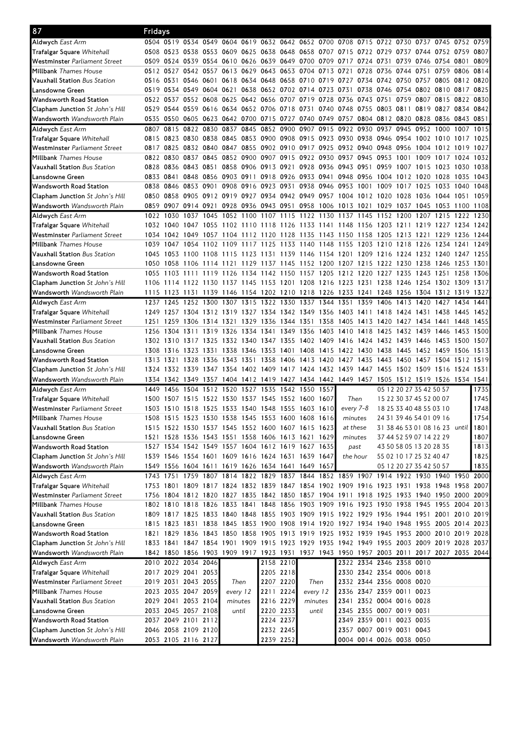# 87 Fridays

| Stop | | | | | | | | | | | | | | | | | | |
|---|---|---|---|---|---|---|---|---|---|---|---|---|---|---|---|---|---|---|
| **Aldwych** *East Arm* | 0504 | 0519 | 0534 | 0549 | 0604 | 0619 | 0632 | 0642 | 0652 | 0700 | 0708 | 0715 | 0722 | 0730 | 0737 | 0745 | 0752 | 0759 |
| **Trafalgar Square** *Whitehall* | 0508 | 0523 | 0538 | 0553 | 0609 | 0625 | 0638 | 0648 | 0658 | 0707 | 0715 | 0722 | 0729 | 0737 | 0744 | 0752 | 0759 | 0807 |
| **Westminster** *Parliament Street* | 0509 | 0524 | 0539 | 0554 | 0610 | 0626 | 0639 | 0649 | 0700 | 0709 | 0717 | 0724 | 0731 | 0739 | 0746 | 0754 | 0801 | 0809 |
| **Millbank** *Thames House* | 0512 | 0527 | 0542 | 0557 | 0613 | 0629 | 0643 | 0653 | 0704 | 0713 | 0721 | 0728 | 0736 | 0744 | 0751 | 0759 | 0806 | 0814 |
| **Vauxhall Station** *Bus Station* | 0516 | 0531 | 0546 | 0601 | 0618 | 0634 | 0648 | 0658 | 0710 | 0719 | 0727 | 0734 | 0742 | 0750 | 0757 | 0805 | 0812 | 0820 |
| **Lansdowne Green** | 0519 | 0534 | 0549 | 0604 | 0621 | 0638 | 0652 | 0702 | 0714 | 0723 | 0731 | 0738 | 0746 | 0754 | 0802 | 0810 | 0817 | 0825 |
| **Wandsworth Road Station** | 0522 | 0537 | 0552 | 0608 | 0625 | 0642 | 0656 | 0707 | 0719 | 0728 | 0736 | 0743 | 0751 | 0759 | 0807 | 0815 | 0822 | 0830 |
| **Clapham Junction** *St John's Hill* | 0529 | 0544 | 0559 | 0616 | 0634 | 0652 | 0706 | 0718 | 0731 | 0740 | 0748 | 0755 | 0803 | 0811 | 0819 | 0827 | 0834 | 0842 |
| **Wandsworth** *Wandsworth Plain* | 0535 | 0550 | 0605 | 0623 | 0642 | 0700 | 0715 | 0727 | 0740 | 0749 | 0757 | 0804 | 0812 | 0820 | 0828 | 0836 | 0843 | 0851 |
| **Aldwych** *East Arm* | 0807 | 0815 | 0822 | 0830 | 0837 | 0845 | 0852 | 0900 | 0907 | 0915 | 0922 | 0930 | 0937 | 0945 | 0952 | 1000 | 1007 | 1015 |
| **Trafalgar Square** *Whitehall* | 0815 | 0823 | 0830 | 0838 | 0845 | 0853 | 0900 | 0908 | 0915 | 0923 | 0930 | 0938 | 0946 | 0954 | 1002 | 1010 | 1017 | 1025 |
| **Westminster** *Parliament Street* | 0817 | 0825 | 0832 | 0840 | 0847 | 0855 | 0902 | 0910 | 0917 | 0925 | 0932 | 0940 | 0948 | 0956 | 1004 | 1012 | 1019 | 1027 |
| **Millbank** *Thames House* | 0822 | 0830 | 0837 | 0845 | 0852 | 0900 | 0907 | 0915 | 0922 | 0930 | 0937 | 0945 | 0953 | 1001 | 1009 | 1017 | 1024 | 1032 |
| **Vauxhall Station** *Bus Station* | 0828 | 0836 | 0843 | 0851 | 0858 | 0906 | 0913 | 0921 | 0928 | 0936 | 0943 | 0951 | 0959 | 1007 | 1015 | 1023 | 1030 | 1038 |
| **Lansdowne Green** | 0833 | 0841 | 0848 | 0856 | 0903 | 0911 | 0918 | 0926 | 0933 | 0941 | 0948 | 0956 | 1004 | 1012 | 1020 | 1028 | 1035 | 1043 |
| **Wandsworth Road Station** | 0838 | 0846 | 0853 | 0901 | 0908 | 0916 | 0923 | 0931 | 0938 | 0946 | 0953 | 1001 | 1009 | 1017 | 1025 | 1033 | 1040 | 1048 |
| **Clapham Junction** *St John's Hill* | 0850 | 0858 | 0905 | 0912 | 0919 | 0927 | 0934 | 0942 | 0949 | 0957 | 1004 | 1012 | 1020 | 1028 | 1036 | 1044 | 1051 | 1059 |
| **Wandsworth** *Wandsworth Plain* | 0859 | 0907 | 0914 | 0921 | 0928 | 0936 | 0943 | 0951 | 0958 | 1006 | 1013 | 1021 | 1029 | 1037 | 1045 | 1053 | 1100 | 1108 |
| **Aldwych** *East Arm* | 1022 | 1030 | 1037 | 1045 | 1052 | 1100 | 1107 | 1115 | 1122 | 1130 | 1137 | 1145 | 1152 | 1200 | 1207 | 1215 | 1222 | 1230 |
| **Trafalgar Square** *Whitehall* | 1032 | 1040 | 1047 | 1055 | 1102 | 1110 | 1118 | 1126 | 1133 | 1141 | 1148 | 1156 | 1203 | 1211 | 1219 | 1227 | 1234 | 1242 |
| **Westminster** *Parliament Street* | 1034 | 1042 | 1049 | 1057 | 1104 | 1112 | 1120 | 1128 | 1135 | 1143 | 1150 | 1158 | 1205 | 1213 | 1221 | 1229 | 1236 | 1244 |
| **Millbank** *Thames House* | 1039 | 1047 | 1054 | 1102 | 1109 | 1117 | 1125 | 1133 | 1140 | 1148 | 1155 | 1203 | 1210 | 1218 | 1226 | 1234 | 1241 | 1249 |
| **Vauxhall Station** *Bus Station* | 1045 | 1053 | 1100 | 1108 | 1115 | 1123 | 1131 | 1139 | 1146 | 1154 | 1201 | 1209 | 1216 | 1224 | 1232 | 1240 | 1247 | 1255 |
| **Lansdowne Green** | 1050 | 1058 | 1106 | 1114 | 1121 | 1129 | 1137 | 1145 | 1152 | 1200 | 1207 | 1215 | 1222 | 1230 | 1238 | 1246 | 1253 | 1301 |
| **Wandsworth Road Station** | 1055 | 1103 | 1111 | 1119 | 1126 | 1134 | 1142 | 1150 | 1157 | 1205 | 1212 | 1220 | 1227 | 1235 | 1243 | 1251 | 1258 | 1306 |
| **Clapham Junction** *St John's Hill* | 1106 | 1114 | 1122 | 1130 | 1137 | 1145 | 1153 | 1201 | 1208 | 1216 | 1223 | 1231 | 1238 | 1246 | 1254 | 1302 | 1309 | 1317 |
| **Wandsworth** *Wandsworth Plain* | 1115 | 1123 | 1131 | 1139 | 1146 | 1154 | 1202 | 1210 | 1218 | 1226 | 1233 | 1241 | 1248 | 1256 | 1304 | 1312 | 1319 | 1327 |
| **Aldwych** *East Arm* | 1237 | 1245 | 1252 | 1300 | 1307 | 1315 | 1322 | 1330 | 1337 | 1344 | 1351 | 1359 | 1406 | 1413 | 1420 | 1427 | 1434 | 1441 |
| **Trafalgar Square** *Whitehall* | 1249 | 1257 | 1304 | 1312 | 1319 | 1327 | 1334 | 1342 | 1349 | 1356 | 1403 | 1411 | 1418 | 1424 | 1431 | 1438 | 1445 | 1452 |
| **Westminster** *Parliament Street* | 1251 | 1259 | 1306 | 1314 | 1321 | 1329 | 1336 | 1344 | 1351 | 1358 | 1405 | 1413 | 1420 | 1427 | 1434 | 1441 | 1448 | 1455 |
| **Millbank** *Thames House* | 1256 | 1304 | 1311 | 1319 | 1326 | 1334 | 1341 | 1349 | 1356 | 1403 | 1410 | 1418 | 1425 | 1432 | 1439 | 1446 | 1453 | 1500 |
| **Vauxhall Station** *Bus Station* | 1302 | 1310 | 1317 | 1325 | 1332 | 1340 | 1347 | 1355 | 1402 | 1409 | 1416 | 1424 | 1432 | 1439 | 1446 | 1453 | 1500 | 1507 |
| **Lansdowne Green** | 1308 | 1316 | 1323 | 1331 | 1338 | 1346 | 1353 | 1401 | 1408 | 1415 | 1422 | 1430 | 1438 | 1445 | 1452 | 1459 | 1506 | 1513 |
| **Wandsworth Road Station** | 1313 | 1321 | 1328 | 1336 | 1343 | 1351 | 1358 | 1406 | 1413 | 1420 | 1427 | 1435 | 1443 | 1450 | 1457 | 1504 | 1512 | 1519 |
| **Clapham Junction** *St John's Hill* | 1324 | 1332 | 1339 | 1347 | 1354 | 1402 | 1409 | 1417 | 1424 | 1432 | 1439 | 1447 | 1455 | 1502 | 1509 | 1516 | 1524 | 1531 |
| **Wandsworth** *Wandsworth Plain* | 1334 | 1342 | 1349 | 1357 | 1404 | 1412 | 1419 | 1427 | 1434 | 1442 | 1449 | 1457 | 1505 | 1512 | 1519 | 1526 | 1534 | 1541 |

| Stop | | | | | | | | | | | | | |
|---|---|---|---|---|---|---|---|---|---|---|---|---|---|
| **Aldwych** *East Arm* | 1449 | 1456 | 1504 | 1512 | 1520 | 1527 | 1535 | 1542 | 1550 | 1557 | Then | 05 12 20 27 35 42 50 57 | | 1735 |
| **Trafalgar Square** *Whitehall* | 1500 | 1507 | 1515 | 1522 | 1530 | 1537 | 1545 | 1552 | 1600 | 1607 | every 7-8 | 15 22 30 37 45 52 00 07 | | 1745 |
| **Westminster** *Parliament Street* | 1503 | 1510 | 1518 | 1525 | 1533 | 1540 | 1548 | 1555 | 1603 | 1610 | minutes | 18 25 33 40 48 55 03 10 | | 1748 |
| **Millbank** *Thames House* | 1508 | 1515 | 1523 | 1530 | 1538 | 1545 | 1553 | 1600 | 1608 | 1616 | at these | 24 31 39 46 54 01 09 16 | | 1754 |
| **Vauxhall Station** *Bus Station* | 1515 | 1522 | 1530 | 1537 | 1545 | 1552 | 1600 | 1607 | 1615 | 1623 | minutes | 31 38 46 53 01 08 16 23 | until | 1801 |
| **Lansdowne Green** | 1521 | 1528 | 1536 | 1543 | 1551 | 1558 | 1606 | 1613 | 1621 | 1629 | past | 37 44 52 59 07 14 22 29 | | 1807 |
| **Wandsworth Road Station** | 1527 | 1534 | 1542 | 1549 | 1557 | 1604 | 1612 | 1619 | 1627 | 1635 | the hour | 43 50 58 05 13 20 28 35 | | 1813 |
| **Clapham Junction** *St John's Hill* | 1539 | 1546 | 1554 | 1601 | 1609 | 1616 | 1624 | 1631 | 1639 | 1647 | | 55 02 10 17 25 32 40 47 | | 1825 |
| **Wandsworth** *Wandsworth Plain* | 1549 | 1556 | 1604 | 1611 | 1619 | 1626 | 1634 | 1641 | 1649 | 1657 | | 05 12 20 27 35 42 50 57 | | 1835 |

| Stop | | | | | | | | | | | | | | | | | | |
|---|---|---|---|---|---|---|---|---|---|---|---|---|---|---|---|---|---|---|
| **Aldwych** *East Arm* | 1743 | 1751 | 1759 | 1807 | 1814 | 1822 | 1829 | 1837 | 1844 | 1852 | 1859 | 1907 | 1914 | 1922 | 1930 | 1940 | 1950 | 2000 |
| **Trafalgar Square** *Whitehall* | 1753 | 1801 | 1809 | 1817 | 1824 | 1832 | 1839 | 1847 | 1854 | 1902 | 1909 | 1916 | 1923 | 1931 | 1938 | 1948 | 1958 | 2007 |
| **Westminster** *Parliament Street* | 1756 | 1804 | 1812 | 1820 | 1827 | 1835 | 1842 | 1850 | 1857 | 1904 | 1911 | 1918 | 1925 | 1933 | 1940 | 1950 | 2000 | 2009 |
| **Millbank** *Thames House* | 1802 | 1810 | 1818 | 1826 | 1833 | 1841 | 1848 | 1856 | 1903 | 1909 | 1916 | 1923 | 1930 | 1938 | 1945 | 1955 | 2004 | 2013 |
| **Vauxhall Station** *Bus Station* | 1809 | 1817 | 1825 | 1833 | 1840 | 1848 | 1855 | 1903 | 1909 | 1915 | 1922 | 1929 | 1936 | 1944 | 1951 | 2001 | 2010 | 2019 |
| **Lansdowne Green** | 1815 | 1823 | 1831 | 1838 | 1845 | 1853 | 1900 | 1908 | 1914 | 1920 | 1927 | 1934 | 1940 | 1948 | 1955 | 2005 | 2014 | 2023 |
| **Wandsworth Road Station** | 1821 | 1829 | 1836 | 1843 | 1850 | 1858 | 1905 | 1913 | 1919 | 1925 | 1932 | 1939 | 1945 | 1953 | 2000 | 2010 | 2019 | 2028 |
| **Clapham Junction** *St John's Hill* | 1833 | 1841 | 1847 | 1854 | 1901 | 1909 | 1915 | 1923 | 1929 | 1935 | 1942 | 1949 | 1955 | 2003 | 2009 | 2019 | 2028 | 2037 |
| **Wandsworth** *Wandsworth Plain* | 1842 | 1850 | 1856 | 1903 | 1909 | 1917 | 1923 | 1931 | 1937 | 1943 | 1950 | 1957 | 2003 | 2011 | 2017 | 2027 | 2035 | 2044 |

| Stop | | | | | | | | | | | | | | |
|---|---|---|---|---|---|---|---|---|---|---|---|---|---|---|
| **Aldwych** *East Arm* | 2010 | 2022 | 2034 | 2046 | Then | 2158 | 2210 | Then | 2322 | 2334 | 2346 | 2358 | 0010 |
| **Trafalgar Square** *Whitehall* | 2017 | 2029 | 2041 | 2053 | every 12 | 2205 | 2218 | every 12 | 2330 | 2342 | 2354 | 0006 | 0018 |
| **Westminster** *Parliament Street* | 2019 | 2031 | 2043 | 2055 | minutes | 2207 | 2220 | minutes | 2332 | 2344 | 2356 | 0008 | 0020 |
| **Millbank** *Thames House* | 2023 | 2035 | 2047 | 2059 | until | 2211 | 2224 | until | 2336 | 2347 | 2359 | 0011 | 0023 |
| **Vauxhall Station** *Bus Station* | 2029 | 2041 | 2053 | 2104 | | 2216 | 2229 | | 2341 | 2352 | 0004 | 0016 | 0028 |
| **Lansdowne Green** | 2033 | 2045 | 2057 | 2108 | | 2220 | 2233 | | 2345 | 2355 | 0007 | 0019 | 0031 |
| **Wandsworth Road Station** | 2037 | 2049 | 2101 | 2112 | | 2224 | 2237 | | 2349 | 2359 | 0011 | 0023 | 0035 |
| **Clapham Junction** *St John's Hill* | 2046 | 2058 | 2109 | 2120 | | 2232 | 2245 | | 2357 | 0007 | 0019 | 0031 | 0043 |
| **Wandsworth** *Wandsworth Plain* | 2053 | 2105 | 2116 | 2127 | | 2239 | 2252 | | 0004 | 0014 | 0026 | 0038 | 0050 |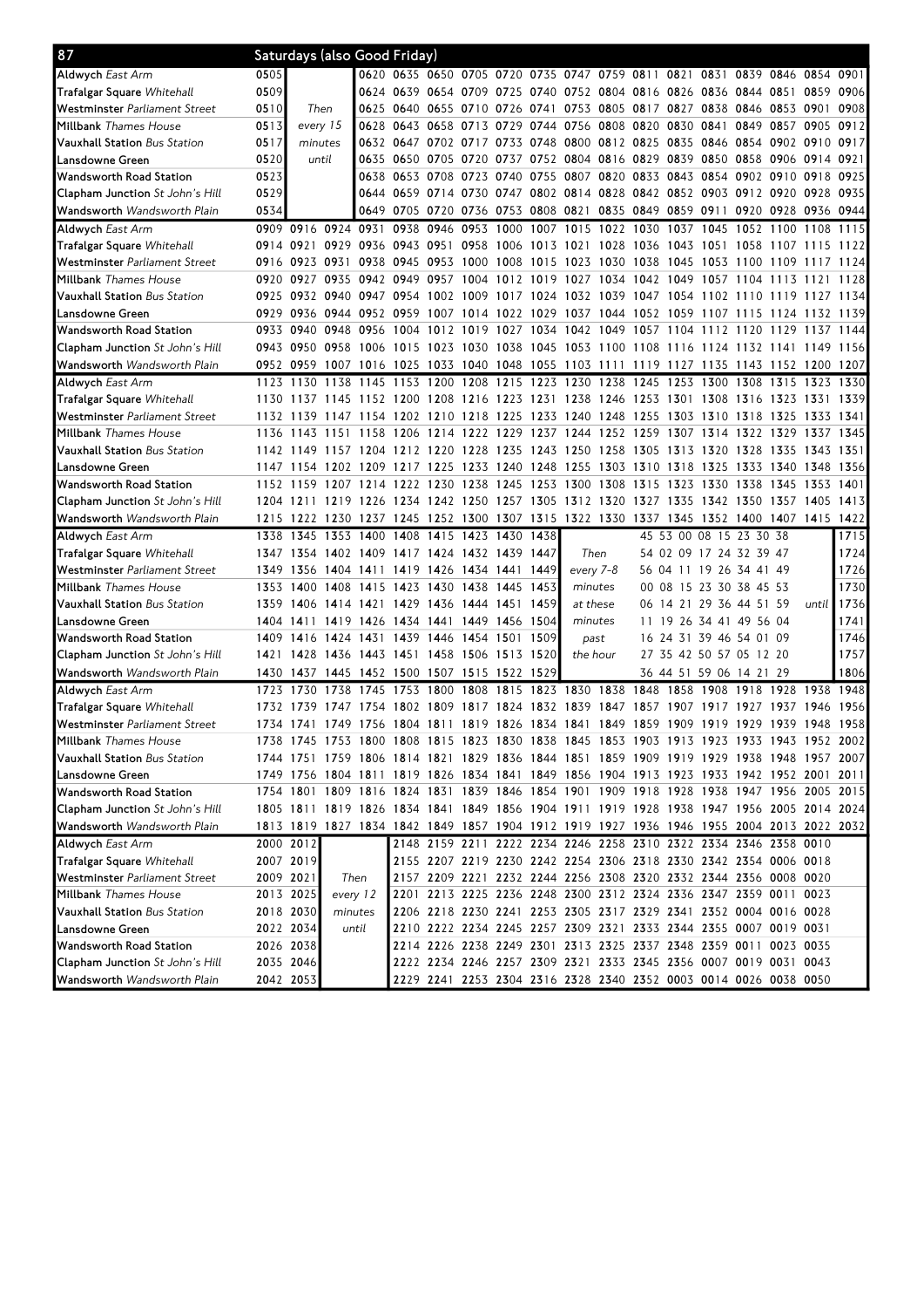# 87 Saturdays (also Good Friday)

| Stop | | | | | | | | | | | | | | | | | |
|---|---|---|---|---|---|---|---|---|---|---|---|---|---|---|---|---|---|
| Aldwych *East Arm* | 0505 | Then every 15 minutes until | 0620 | 0635 | 0650 | 0705 | 0720 | 0735 | 0747 | 0759 | 0811 | 0821 | 0831 | 0839 | 0846 | 0854 | 0901 |
| Trafalgar Square *Whitehall* | 0509 | | 0624 | 0639 | 0654 | 0709 | 0725 | 0740 | 0752 | 0804 | 0816 | 0826 | 0836 | 0844 | 0851 | 0859 | 0906 |
| Westminster *Parliament Street* | 0510 | | 0625 | 0640 | 0655 | 0710 | 0726 | 0741 | 0753 | 0805 | 0817 | 0827 | 0838 | 0846 | 0853 | 0901 | 0908 |
| Millbank *Thames House* | 0513 | | 0628 | 0643 | 0658 | 0713 | 0729 | 0744 | 0756 | 0808 | 0820 | 0830 | 0841 | 0849 | 0857 | 0905 | 0912 |
| Vauxhall Station *Bus Station* | 0517 | | 0632 | 0647 | 0702 | 0717 | 0733 | 0748 | 0800 | 0812 | 0825 | 0835 | 0846 | 0854 | 0902 | 0910 | 0917 |
| Lansdowne Green | 0520 | | 0635 | 0650 | 0705 | 0720 | 0737 | 0752 | 0804 | 0816 | 0829 | 0839 | 0850 | 0858 | 0906 | 0914 | 0921 |
| Wandsworth Road Station | 0523 | | 0638 | 0653 | 0708 | 0723 | 0740 | 0755 | 0807 | 0820 | 0833 | 0843 | 0854 | 0902 | 0910 | 0918 | 0925 |
| Clapham Junction *St John's Hill* | 0529 | | 0644 | 0659 | 0714 | 0730 | 0747 | 0802 | 0814 | 0828 | 0842 | 0852 | 0903 | 0912 | 0920 | 0928 | 0935 |
| Wandsworth *Wandsworth Plain* | 0534 | | 0649 | 0705 | 0720 | 0736 | 0753 | 0808 | 0821 | 0835 | 0849 | 0859 | 0911 | 0920 | 0928 | 0936 | 0944 |

| Stop | | | | | | | | | | | | | | | | | |
|---|---|---|---|---|---|---|---|---|---|---|---|---|---|---|---|---|---|
| Aldwych *East Arm* | 0909 | 0916 | 0924 | 0931 | 0938 | 0946 | 0953 | 1000 | 1007 | 1015 | 1022 | 1030 | 1037 | 1045 | 1052 | 1100 | 1108 | 1115 |
| Trafalgar Square *Whitehall* | 0914 | 0921 | 0929 | 0936 | 0943 | 0951 | 0958 | 1006 | 1013 | 1021 | 1028 | 1036 | 1043 | 1051 | 1058 | 1107 | 1115 | 1122 |
| Westminster *Parliament Street* | 0916 | 0923 | 0931 | 0938 | 0945 | 0953 | 1000 | 1008 | 1015 | 1023 | 1030 | 1038 | 1045 | 1053 | 1100 | 1109 | 1117 | 1124 |
| Millbank *Thames House* | 0920 | 0927 | 0935 | 0942 | 0949 | 0957 | 1004 | 1012 | 1019 | 1027 | 1034 | 1042 | 1049 | 1057 | 1104 | 1113 | 1121 | 1128 |
| Vauxhall Station *Bus Station* | 0925 | 0932 | 0940 | 0947 | 0954 | 1002 | 1009 | 1017 | 1024 | 1032 | 1039 | 1047 | 1054 | 1102 | 1110 | 1119 | 1127 | 1134 |
| Lansdowne Green | 0929 | 0936 | 0944 | 0952 | 0959 | 1007 | 1014 | 1022 | 1029 | 1037 | 1044 | 1052 | 1059 | 1107 | 1115 | 1124 | 1132 | 1139 |
| Wandsworth Road Station | 0933 | 0940 | 0948 | 0956 | 1004 | 1012 | 1019 | 1027 | 1034 | 1042 | 1049 | 1057 | 1104 | 1112 | 1120 | 1129 | 1137 | 1144 |
| Clapham Junction *St John's Hill* | 0943 | 0950 | 0958 | 1006 | 1015 | 1023 | 1030 | 1038 | 1045 | 1053 | 1100 | 1108 | 1116 | 1124 | 1132 | 1141 | 1149 | 1156 |
| Wandsworth *Wandsworth Plain* | 0952 | 0959 | 1007 | 1016 | 1025 | 1033 | 1040 | 1048 | 1055 | 1103 | 1111 | 1119 | 1127 | 1135 | 1143 | 1152 | 1200 | 1207 |

| Stop | | | | | | | | | | | | | | | | | |
|---|---|---|---|---|---|---|---|---|---|---|---|---|---|---|---|---|---|
| Aldwych *East Arm* | 1123 | 1130 | 1138 | 1145 | 1153 | 1200 | 1208 | 1215 | 1223 | 1230 | 1238 | 1245 | 1253 | 1300 | 1308 | 1315 | 1323 | 1330 |
| Trafalgar Square *Whitehall* | 1130 | 1137 | 1145 | 1152 | 1200 | 1208 | 1216 | 1223 | 1231 | 1238 | 1246 | 1253 | 1301 | 1308 | 1316 | 1323 | 1331 | 1339 |
| Westminster *Parliament Street* | 1132 | 1139 | 1147 | 1154 | 1202 | 1210 | 1218 | 1225 | 1233 | 1240 | 1248 | 1255 | 1303 | 1310 | 1318 | 1325 | 1333 | 1341 |
| Millbank *Thames House* | 1136 | 1143 | 1151 | 1158 | 1206 | 1214 | 1222 | 1229 | 1237 | 1244 | 1252 | 1259 | 1307 | 1314 | 1322 | 1329 | 1337 | 1345 |
| Vauxhall Station *Bus Station* | 1142 | 1149 | 1157 | 1204 | 1212 | 1220 | 1228 | 1235 | 1243 | 1250 | 1258 | 1305 | 1313 | 1320 | 1328 | 1335 | 1343 | 1351 |
| Lansdowne Green | 1147 | 1154 | 1202 | 1209 | 1217 | 1225 | 1233 | 1240 | 1248 | 1255 | 1303 | 1310 | 1318 | 1325 | 1333 | 1340 | 1348 | 1356 |
| Wandsworth Road Station | 1152 | 1159 | 1207 | 1214 | 1222 | 1230 | 1238 | 1245 | 1253 | 1300 | 1308 | 1315 | 1323 | 1330 | 1338 | 1345 | 1353 | 1401 |
| Clapham Junction *St John's Hill* | 1204 | 1211 | 1219 | 1226 | 1234 | 1242 | 1250 | 1257 | 1305 | 1312 | 1320 | 1327 | 1335 | 1342 | 1350 | 1357 | 1405 | 1413 |
| Wandsworth *Wandsworth Plain* | 1215 | 1222 | 1230 | 1237 | 1245 | 1252 | 1300 | 1307 | 1315 | 1322 | 1330 | 1337 | 1345 | 1352 | 1400 | 1407 | 1415 | 1422 |

| Stop | | | | | | | | | | | | |
|---|---|---|---|---|---|---|---|---|---|---|---|---|
| Aldwych *East Arm* | 1338 | 1345 | 1353 | 1400 | 1408 | 1415 | 1423 | 1430 | 1438 | Then every 7-8 minutes at these minutes past the hour | 45 53 00 08 15 23 30 38 | until | 1715 |
| Trafalgar Square *Whitehall* | 1347 | 1354 | 1402 | 1409 | 1417 | 1424 | 1432 | 1439 | 1447 | | 54 02 09 17 24 32 39 47 | | 1724 |
| Westminster *Parliament Street* | 1349 | 1356 | 1404 | 1411 | 1419 | 1426 | 1434 | 1441 | 1449 | | 56 04 11 19 26 34 41 49 | | 1726 |
| Millbank *Thames House* | 1353 | 1400 | 1408 | 1415 | 1423 | 1430 | 1438 | 1445 | 1453 | | 00 08 15 23 30 38 45 53 | | 1730 |
| Vauxhall Station *Bus Station* | 1359 | 1406 | 1414 | 1421 | 1429 | 1436 | 1444 | 1451 | 1459 | | 06 14 21 29 36 44 51 59 | | 1736 |
| Lansdowne Green | 1404 | 1411 | 1419 | 1426 | 1434 | 1441 | 1449 | 1456 | 1504 | | 11 19 26 34 41 49 56 04 | | 1741 |
| Wandsworth Road Station | 1409 | 1416 | 1424 | 1431 | 1439 | 1446 | 1454 | 1501 | 1509 | | 16 24 31 39 46 54 01 09 | | 1746 |
| Clapham Junction *St John's Hill* | 1421 | 1428 | 1436 | 1443 | 1451 | 1458 | 1506 | 1513 | 1520 | | 27 35 42 50 57 05 12 20 | | 1757 |
| Wandsworth *Wandsworth Plain* | 1430 | 1437 | 1445 | 1452 | 1500 | 1507 | 1515 | 1522 | 1529 | | 36 44 51 59 06 14 21 29 | | 1806 |

| Stop | | | | | | | | | | | | | | | | | |
|---|---|---|---|---|---|---|---|---|---|---|---|---|---|---|---|---|---|
| Aldwych *East Arm* | 1723 | 1730 | 1738 | 1745 | 1753 | 1800 | 1808 | 1815 | 1823 | 1830 | 1838 | 1848 | 1858 | 1908 | 1918 | 1928 | 1938 | 1948 |
| Trafalgar Square *Whitehall* | 1732 | 1739 | 1747 | 1754 | 1802 | 1809 | 1817 | 1824 | 1832 | 1839 | 1847 | 1857 | 1907 | 1917 | 1927 | 1937 | 1946 | 1956 |
| Westminster *Parliament Street* | 1734 | 1741 | 1749 | 1756 | 1804 | 1811 | 1819 | 1826 | 1834 | 1841 | 1849 | 1859 | 1909 | 1919 | 1929 | 1939 | 1948 | 1958 |
| Millbank *Thames House* | 1738 | 1745 | 1753 | 1800 | 1808 | 1815 | 1823 | 1830 | 1838 | 1845 | 1853 | 1903 | 1913 | 1923 | 1933 | 1943 | 1952 | 2002 |
| Vauxhall Station *Bus Station* | 1744 | 1751 | 1759 | 1806 | 1814 | 1821 | 1829 | 1836 | 1844 | 1851 | 1859 | 1909 | 1919 | 1929 | 1938 | 1948 | 1957 | 2007 |
| Lansdowne Green | 1749 | 1756 | 1804 | 1811 | 1819 | 1826 | 1834 | 1841 | 1849 | 1856 | 1904 | 1913 | 1923 | 1933 | 1942 | 1952 | 2001 | 2011 |
| Wandsworth Road Station | 1754 | 1801 | 1809 | 1816 | 1824 | 1831 | 1839 | 1846 | 1854 | 1901 | 1909 | 1918 | 1928 | 1938 | 1947 | 1956 | 2005 | 2015 |
| Clapham Junction *St John's Hill* | 1805 | 1811 | 1819 | 1826 | 1834 | 1841 | 1849 | 1856 | 1904 | 1911 | 1919 | 1928 | 1938 | 1947 | 1956 | 2005 | 2014 | 2024 |
| Wandsworth *Wandsworth Plain* | 1813 | 1819 | 1827 | 1834 | 1842 | 1849 | 1857 | 1904 | 1912 | 1919 | 1927 | 1936 | 1946 | 1955 | 2004 | 2013 | 2022 | 2032 |

| Stop | | | | | | | | | | | | | | | | |
|---|---|---|---|---|---|---|---|---|---|---|---|---|---|---|---|---|
| Aldwych *East Arm* | 2000 | 2012 | Then every 12 minutes until | 2148 | 2159 | 2211 | 2222 | 2234 | 2246 | 2258 | 2310 | 2322 | 2334 | 2346 | 2358 | 0010 |
| Trafalgar Square *Whitehall* | 2007 | 2019 | | 2155 | 2207 | 2219 | 2230 | 2242 | 2254 | 2306 | 2318 | 2330 | 2342 | 2354 | 0006 | 0018 |
| Westminster *Parliament Street* | 2009 | 2021 | | 2157 | 2209 | 2221 | 2232 | 2244 | 2256 | 2308 | 2320 | 2332 | 2344 | 2356 | 0008 | 0020 |
| Millbank *Thames House* | 2013 | 2025 | | 2201 | 2213 | 2225 | 2236 | 2248 | 2300 | 2312 | 2324 | 2336 | 2347 | 2359 | 0011 | 0023 |
| Vauxhall Station *Bus Station* | 2018 | 2030 | | 2206 | 2218 | 2230 | 2241 | 2253 | 2305 | 2317 | 2329 | 2341 | 2352 | 0004 | 0016 | 0028 |
| Lansdowne Green | 2022 | 2034 | | 2210 | 2222 | 2234 | 2245 | 2257 | 2309 | 2321 | 2333 | 2344 | 2355 | 0007 | 0019 | 0031 |
| Wandsworth Road Station | 2026 | 2038 | | 2214 | 2226 | 2238 | 2249 | 2301 | 2313 | 2325 | 2337 | 2348 | 2359 | 0011 | 0023 | 0035 |
| Clapham Junction *St John's Hill* | 2035 | 2046 | | 2222 | 2234 | 2246 | 2257 | 2309 | 2321 | 2333 | 2345 | 2356 | 0007 | 0019 | 0031 | 0043 |
| Wandsworth *Wandsworth Plain* | 2042 | 2053 | | 2229 | 2241 | 2253 | 2304 | 2316 | 2328 | 2340 | 2352 | 0003 | 0014 | 0026 | 0038 | 0050 |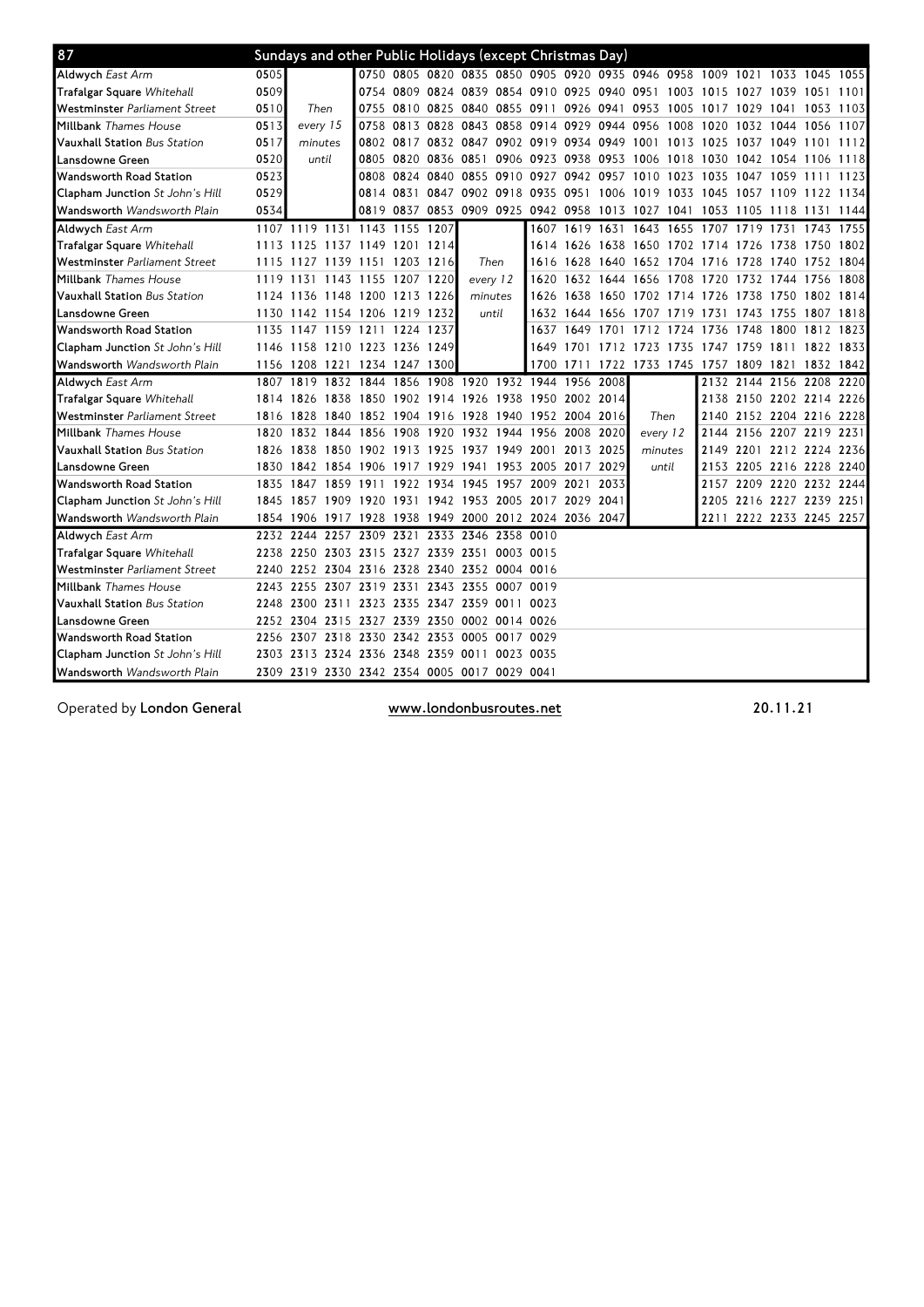| 87 | Sundays and other Public Holidays (except Christmas Day) | | | | | | | | | | | | | | | | |
|---|---|---|---|---|---|---|---|---|---|---|---|---|---|---|---|---|---|
| Aldwych *East Arm* | 0505 | | 0750 | 0805 | 0820 | 0835 | 0850 | 0905 | 0920 | 0935 | 0946 | 0958 | 1009 | 1021 | 1033 | 1045 | 1055 |
| Trafalgar Square *Whitehall* | 0509 | | 0754 | 0809 | 0824 | 0839 | 0854 | 0910 | 0925 | 0940 | 0951 | 1003 | 1015 | 1027 | 1039 | 1051 | 1101 |
| Westminster *Parliament Street* | 0510 | Then | 0755 | 0810 | 0825 | 0840 | 0855 | 0911 | 0926 | 0941 | 0953 | 1005 | 1017 | 1029 | 1041 | 1053 | 1103 |
| Millbank *Thames House* | 0513 | every 15 | 0758 | 0813 | 0828 | 0843 | 0858 | 0914 | 0929 | 0944 | 0956 | 1008 | 1020 | 1032 | 1044 | 1056 | 1107 |
| Vauxhall Station *Bus Station* | 0517 | minutes | 0802 | 0817 | 0832 | 0847 | 0902 | 0919 | 0934 | 0949 | 1001 | 1013 | 1025 | 1037 | 1049 | 1101 | 1112 |
| Lansdowne Green | 0520 | until | 0805 | 0820 | 0836 | 0851 | 0906 | 0923 | 0938 | 0953 | 1006 | 1018 | 1030 | 1042 | 1054 | 1106 | 1118 |
| Wandsworth Road Station | 0523 | | 0808 | 0824 | 0840 | 0855 | 0910 | 0927 | 0942 | 0957 | 1010 | 1023 | 1035 | 1047 | 1059 | 1111 | 1123 |
| Clapham Junction *St John's Hill* | 0529 | | 0814 | 0831 | 0847 | 0902 | 0918 | 0935 | 0951 | 1006 | 1019 | 1033 | 1045 | 1057 | 1109 | 1122 | 1134 |
| Wandsworth *Wandsworth Plain* | 0534 | | 0819 | 0837 | 0853 | 0909 | 0925 | 0942 | 0958 | 1013 | 1027 | 1041 | 1053 | 1105 | 1118 | 1131 | 1144 |

| | | | | | | | | | | | | | | | | | |
|---|---|---|---|---|---|---|---|---|---|---|---|---|---|---|---|---|---|
| Aldwych *East Arm* | 1107 | 1119 | 1131 | 1143 | 1155 | 1207 | | 1607 | 1619 | 1631 | 1643 | 1655 | 1707 | 1719 | 1731 | 1743 | 1755 |
| Trafalgar Square *Whitehall* | 1113 | 1125 | 1137 | 1149 | 1201 | 1214 | | 1614 | 1626 | 1638 | 1650 | 1702 | 1714 | 1726 | 1738 | 1750 | 1802 |
| Westminster *Parliament Street* | 1115 | 1127 | 1139 | 1151 | 1203 | 1216 | Then | 1616 | 1628 | 1640 | 1652 | 1704 | 1716 | 1728 | 1740 | 1752 | 1804 |
| Millbank *Thames House* | 1119 | 1131 | 1143 | 1155 | 1207 | 1220 | every 12 | 1620 | 1632 | 1644 | 1656 | 1708 | 1720 | 1732 | 1744 | 1756 | 1808 |
| Vauxhall Station *Bus Station* | 1124 | 1136 | 1148 | 1200 | 1213 | 1226 | minutes | 1626 | 1638 | 1650 | 1702 | 1714 | 1726 | 1738 | 1750 | 1802 | 1814 |
| Lansdowne Green | 1130 | 1142 | 1154 | 1206 | 1219 | 1232 | until | 1632 | 1644 | 1656 | 1707 | 1719 | 1731 | 1743 | 1755 | 1807 | 1818 |
| Wandsworth Road Station | 1135 | 1147 | 1159 | 1211 | 1224 | 1237 | | 1637 | 1649 | 1701 | 1712 | 1724 | 1736 | 1748 | 1800 | 1812 | 1823 |
| Clapham Junction *St John's Hill* | 1146 | 1158 | 1210 | 1223 | 1236 | 1249 | | 1649 | 1701 | 1712 | 1723 | 1735 | 1747 | 1759 | 1811 | 1822 | 1833 |
| Wandsworth *Wandsworth Plain* | 1156 | 1208 | 1221 | 1234 | 1247 | 1300 | | 1700 | 1711 | 1722 | 1733 | 1745 | 1757 | 1809 | 1821 | 1832 | 1842 |

| | | | | | | | | | | | | | | | | | |
|---|---|---|---|---|---|---|---|---|---|---|---|---|---|---|---|---|---|
| Aldwych *East Arm* | 1807 | 1819 | 1832 | 1844 | 1856 | 1908 | 1920 | 1932 | 1944 | 1956 | 2008 | | 2132 | 2144 | 2156 | 2208 | 2220 |
| Trafalgar Square *Whitehall* | 1814 | 1826 | 1838 | 1850 | 1902 | 1914 | 1926 | 1938 | 1950 | 2002 | 2014 | | 2138 | 2150 | 2202 | 2214 | 2226 |
| Westminster *Parliament Street* | 1816 | 1828 | 1840 | 1852 | 1904 | 1916 | 1928 | 1940 | 1952 | 2004 | 2016 | Then | 2140 | 2152 | 2204 | 2216 | 2228 |
| Millbank *Thames House* | 1820 | 1832 | 1844 | 1856 | 1908 | 1920 | 1932 | 1944 | 1956 | 2008 | 2020 | every 12 | 2144 | 2156 | 2207 | 2219 | 2231 |
| Vauxhall Station *Bus Station* | 1826 | 1838 | 1850 | 1902 | 1913 | 1925 | 1937 | 1949 | 2001 | 2013 | 2025 | minutes | 2149 | 2201 | 2212 | 2224 | 2236 |
| Lansdowne Green | 1830 | 1842 | 1854 | 1906 | 1917 | 1929 | 1941 | 1953 | 2005 | 2017 | 2029 | until | 2153 | 2205 | 2216 | 2228 | 2240 |
| Wandsworth Road Station | 1835 | 1847 | 1859 | 1911 | 1922 | 1934 | 1945 | 1957 | 2009 | 2021 | 2033 | | 2157 | 2209 | 2220 | 2232 | 2244 |
| Clapham Junction *St John's Hill* | 1845 | 1857 | 1909 | 1920 | 1931 | 1942 | 1953 | 2005 | 2017 | 2029 | 2041 | | 2205 | 2216 | 2227 | 2239 | 2251 |
| Wandsworth *Wandsworth Plain* | 1854 | 1906 | 1917 | 1928 | 1938 | 1949 | 2000 | 2012 | 2024 | 2036 | 2047 | | 2211 | 2222 | 2233 | 2245 | 2257 |

| | | | | | | | | | |
|---|---|---|---|---|---|---|---|---|---|
| Aldwych *East Arm* | 2232 | 2244 | 2257 | 2309 | 2321 | 2333 | 2346 | 2358 | 0010 |
| Trafalgar Square *Whitehall* | 2238 | 2250 | 2303 | 2315 | 2327 | 2339 | 2351 | 0003 | 0015 |
| Westminster *Parliament Street* | 2240 | 2252 | 2304 | 2316 | 2328 | 2340 | 2352 | 0004 | 0016 |
| Millbank *Thames House* | 2243 | 2255 | 2307 | 2319 | 2331 | 2343 | 2355 | 0007 | 0019 |
| Vauxhall Station *Bus Station* | 2248 | 2300 | 2311 | 2323 | 2335 | 2347 | 2359 | 0011 | 0023 |
| Lansdowne Green | 2252 | 2304 | 2315 | 2327 | 2339 | 2350 | 0002 | 0014 | 0026 |
| Wandsworth Road Station | 2256 | 2307 | 2318 | 2330 | 2342 | 2353 | 0005 | 0017 | 0029 |
| Clapham Junction *St John's Hill* | 2303 | 2313 | 2324 | 2336 | 2348 | 2359 | 0011 | 0023 | 0035 |
| Wandsworth *Wandsworth Plain* | 2309 | 2319 | 2330 | 2342 | 2354 | 0005 | 0017 | 0029 | 0041 |

Operated by **London General** www.londonbusroutes.net 20.11.21